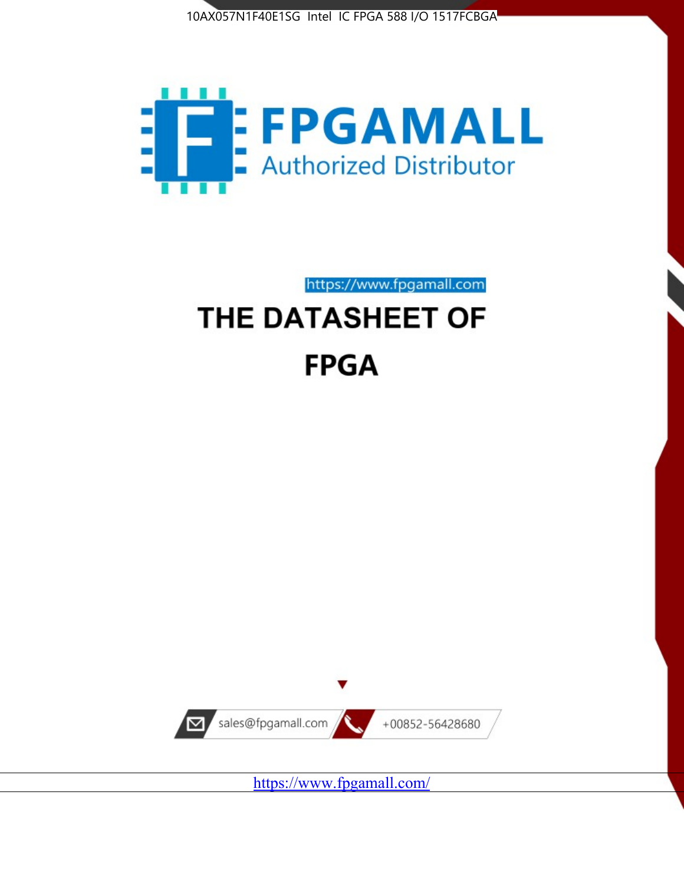10AX057N1F40E1SG Intel IC FPGA 588 I/O 1517FCBGA

FPGAMALL

Authorized Distributor

https://www.fpgamall.com

# THE DATASHEET OF

# FPGA

sales@fpgamall.com

+00852-56428680

https://www.fpgamall.com/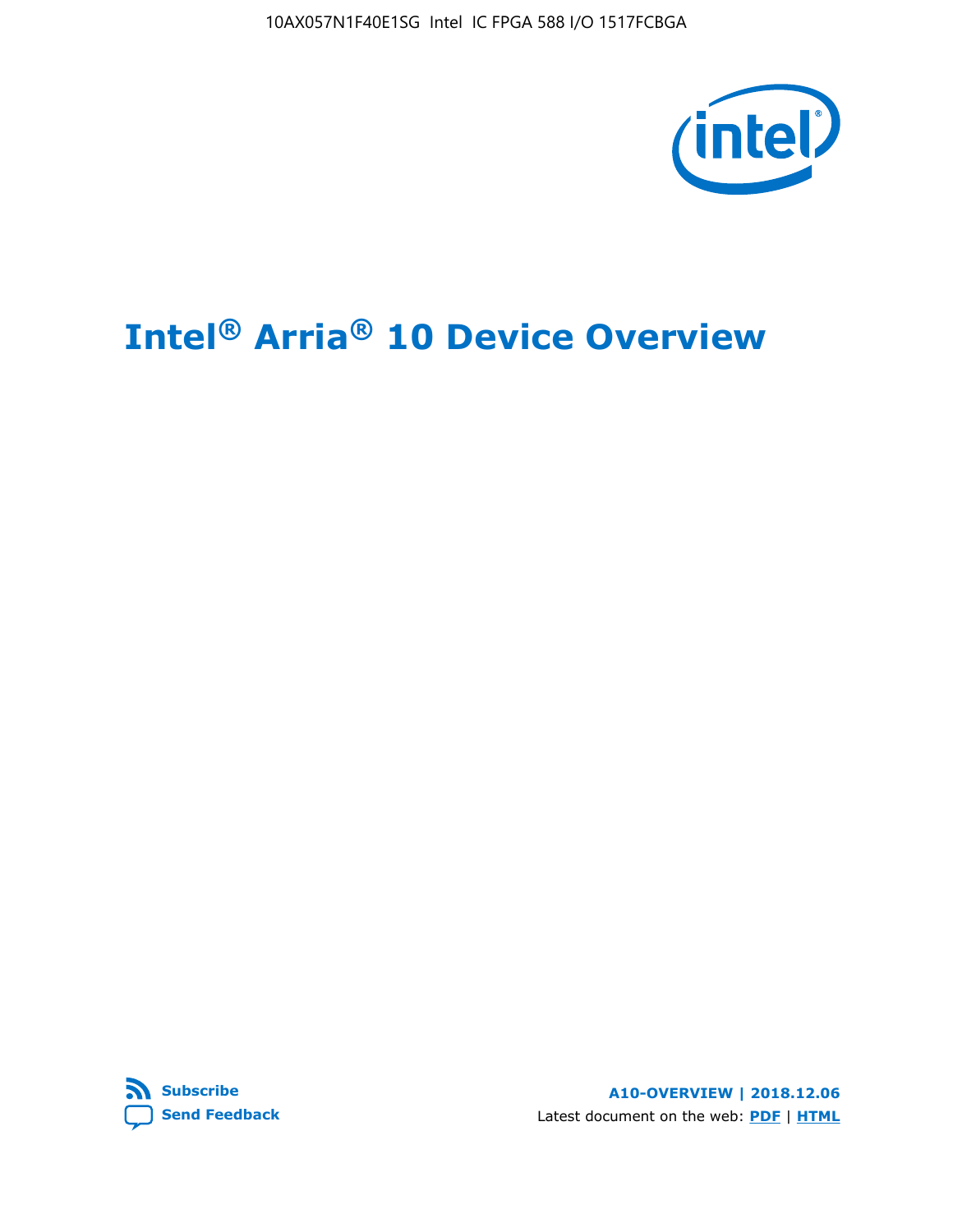# Intel® Arria® 10 Device Overview

A10-OVERVIEW | 2018.12.06

Latest document on the web: PDF | HTML

Subscribe

Send Feedback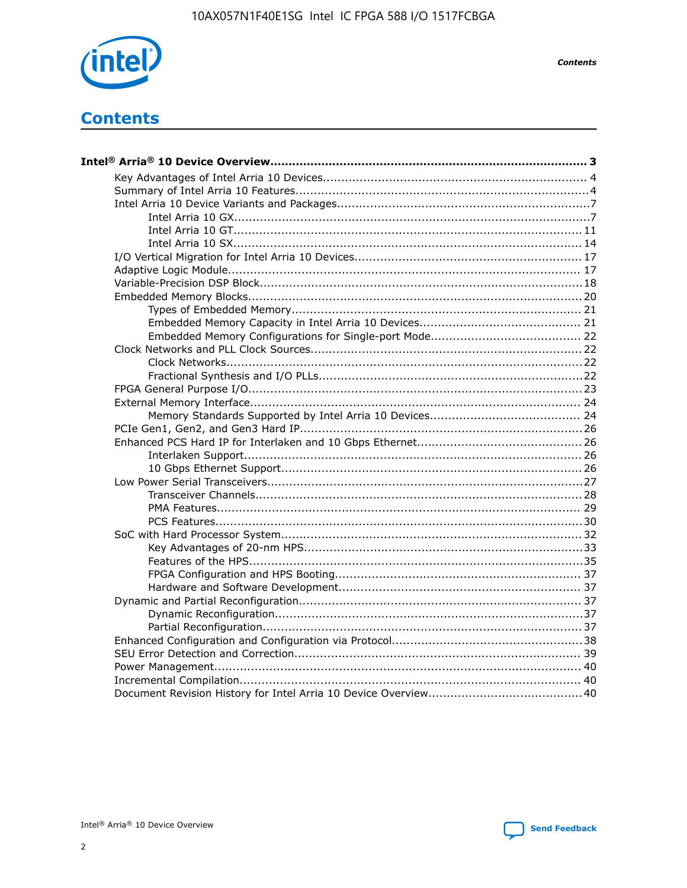# Contents

**Intel® Arria® 10 Device Overview....................................................................................... 3**

- Key Advantages of Intel Arria 10 Devices....................................................................... 4
- Summary of Intel Arria 10 Features................................................................................4
- Intel Arria 10 Device Variants and Packages....................................................................7
    - Intel Arria 10 GX................................................................................................7
    - Intel Arria 10 GT.............................................................................................. 11
    - Intel Arria 10 SX.............................................................................................. 14
- I/O Vertical Migration for Intel Arria 10 Devices............................................................. 17
- Adaptive Logic Module................................................................................................ 17
- Variable-Precision DSP Block.......................................................................................18
- Embedded Memory Blocks.......................................................................................... 20
    - Types of Embedded Memory.............................................................................. 21
    - Embedded Memory Capacity in Intel Arria 10 Devices........................................... 21
    - Embedded Memory Configurations for Single-port Mode......................................... 22
- Clock Networks and PLL Clock Sources......................................................................... 22
    - Clock Networks................................................................................................22
    - Fractional Synthesis and I/O PLLs.......................................................................22
- FPGA General Purpose I/O.......................................................................................... 23
- External Memory Interface.......................................................................................... 24
    - Memory Standards Supported by Intel Arria 10 Devices......................................... 24
- PCIe Gen1, Gen2, and Gen3 Hard IP............................................................................26
- Enhanced PCS Hard IP for Interlaken and 10 Gbps Ethernet............................................ 26
    - Interlaken Support........................................................................................... 26
    - 10 Gbps Ethernet Support................................................................................. 26
- Low Power Serial Transceivers.....................................................................................27
    - Transceiver Channels........................................................................................28
    - PMA Features.................................................................................................. 29
    - PCS Features...................................................................................................30
- SoC with Hard Processor System................................................................................. 32
    - Key Advantages of 20-nm HPS...........................................................................33
    - Features of the HPS..........................................................................................35
    - FPGA Configuration and HPS Booting.................................................................. 37
    - Hardware and Software Development................................................................. 37
- Dynamic and Partial Reconfiguration............................................................................ 37
    - Dynamic Reconfiguration...................................................................................37
    - Partial Reconfiguration......................................................................................37
- Enhanced Configuration and Configuration via Protocol...................................................38
- SEU Error Detection and Correction............................................................................. 39
- Power Management.................................................................................................... 40
- Incremental Compilation............................................................................................. 40
- Document Revision History for Intel Arria 10 Device Overview......................................... 40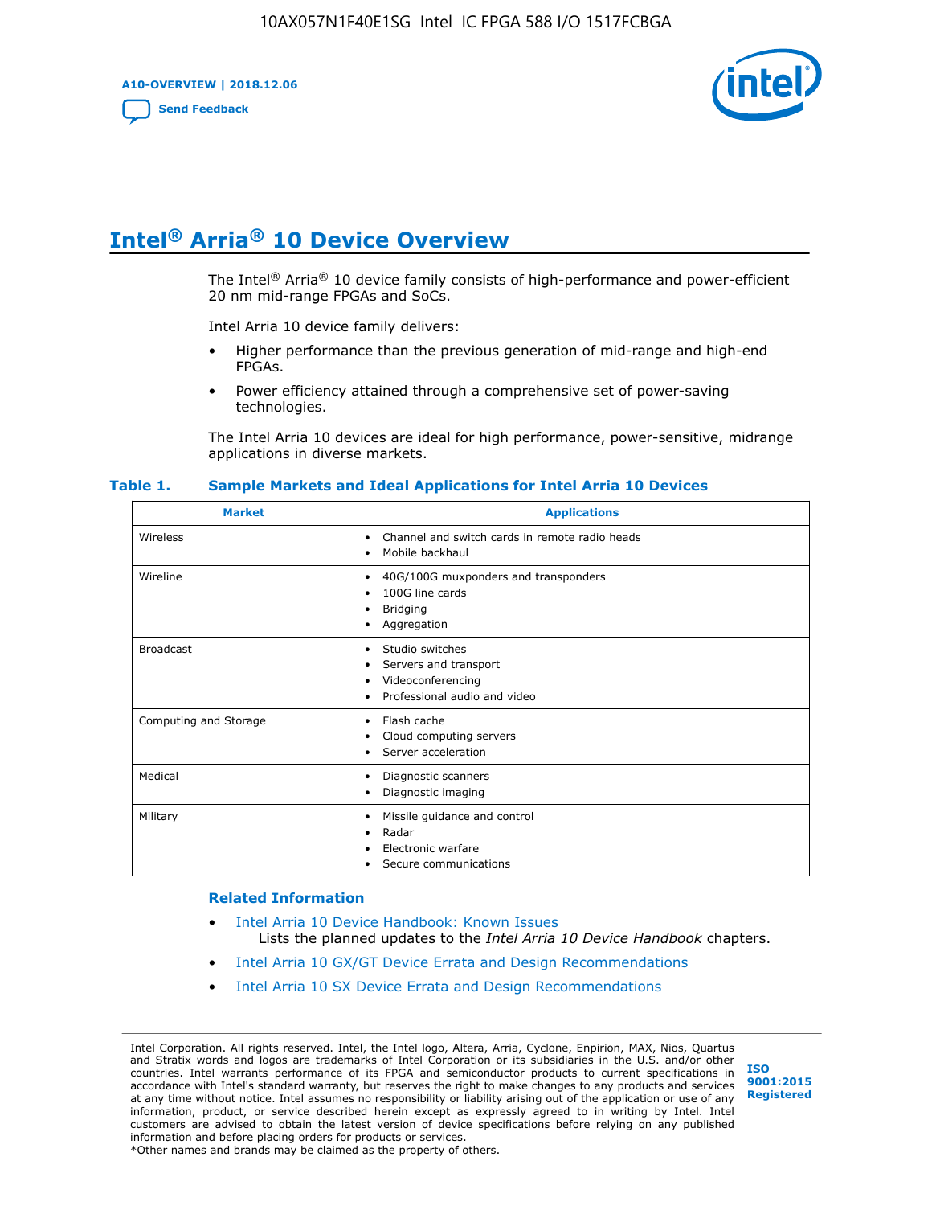# Intel® Arria® 10 Device Overview

The Intel® Arria® 10 device family consists of high-performance and power-efficient 20 nm mid-range FPGAs and SoCs.

Intel Arria 10 device family delivers:

- Higher performance than the previous generation of mid-range and high-end FPGAs.
- Power efficiency attained through a comprehensive set of power-saving technologies.

The Intel Arria 10 devices are ideal for high performance, power-sensitive, midrange applications in diverse markets.

**Table 1. Sample Markets and Ideal Applications for Intel Arria 10 Devices**

| Market | Applications |
|---|---|
| Wireless | • Channel and switch cards in remote radio heads<br>• Mobile backhaul |
| Wireline | • 40G/100G muxponders and transponders<br>• 100G line cards<br>• Bridging<br>• Aggregation |
| Broadcast | • Studio switches<br>• Servers and transport<br>• Videoconferencing<br>• Professional audio and video |
| Computing and Storage | • Flash cache<br>• Cloud computing servers<br>• Server acceleration |
| Medical | • Diagnostic scanners<br>• Diagnostic imaging |
| Military | • Missile guidance and control<br>• Radar<br>• Electronic warfare<br>• Secure communications |

### Related Information

- Intel Arria 10 Device Handbook: Known Issues
  Lists the planned updates to the *Intel Arria 10 Device Handbook* chapters.
- Intel Arria 10 GX/GT Device Errata and Design Recommendations
- Intel Arria 10 SX Device Errata and Design Recommendations

Intel Corporation. All rights reserved. Intel, the Intel logo, Altera, Arria, Cyclone, Enpirion, MAX, Nios, Quartus and Stratix words and logos are trademarks of Intel Corporation or its subsidiaries in the U.S. and/or other countries. Intel warrants performance of its FPGA and semiconductor products to current specifications in accordance with Intel's standard warranty, but reserves the right to make changes to any products and services at any time without notice. Intel assumes no responsibility or liability arising out of the application or use of any information, product, or service described herein except as expressly agreed to in writing by Intel. Intel customers are advised to obtain the latest version of device specifications before relying on any published information and before placing orders for products or services.
*Other names and brands may be claimed as the property of others.

ISO 9001:2015 Registered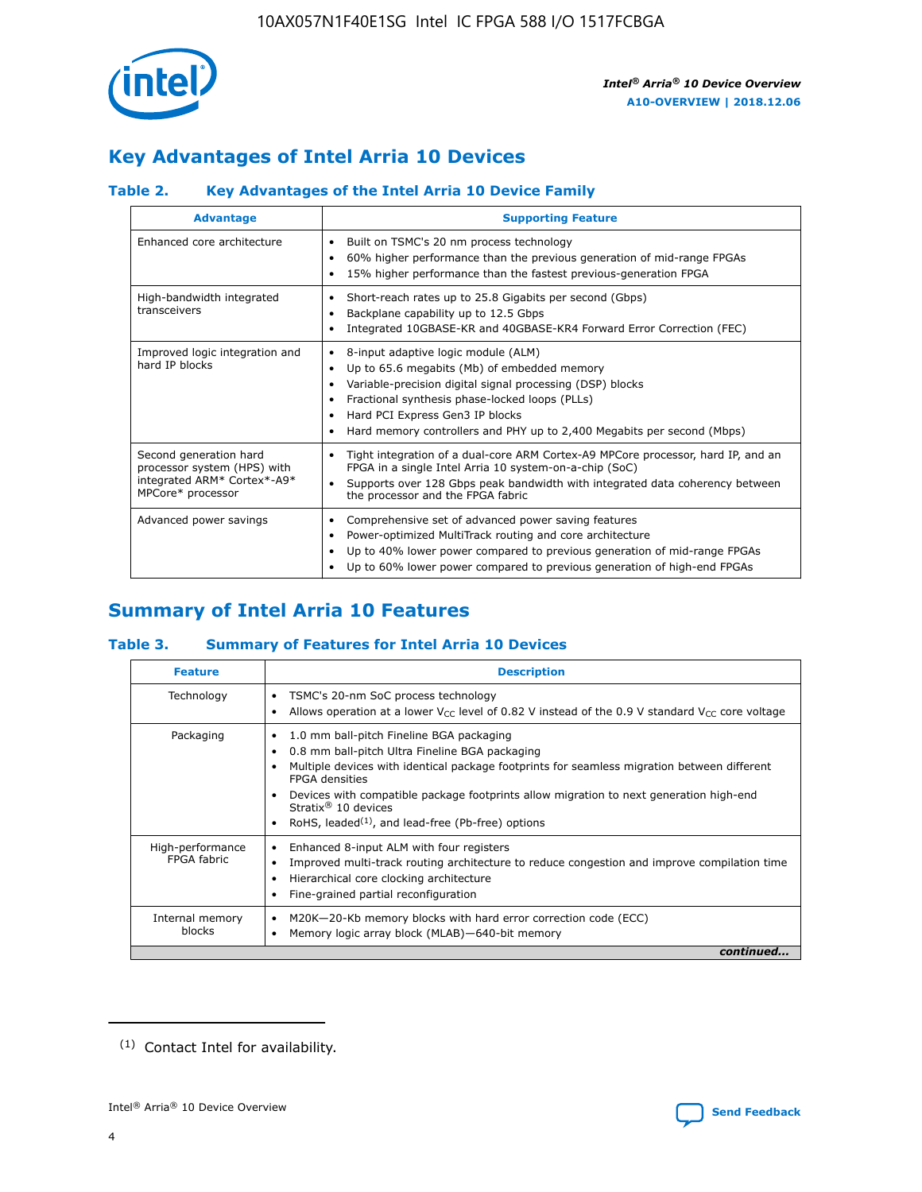## Key Advantages of Intel Arria 10 Devices

### Table 2. Key Advantages of the Intel Arria 10 Device Family

| Advantage | Supporting Feature |
|---|---|
| Enhanced core architecture | • Built on TSMC's 20 nm process technology<br>• 60% higher performance than the previous generation of mid-range FPGAs<br>• 15% higher performance than the fastest previous-generation FPGA |
| High-bandwidth integrated transceivers | • Short-reach rates up to 25.8 Gigabits per second (Gbps)<br>• Backplane capability up to 12.5 Gbps<br>• Integrated 10GBASE-KR and 40GBASE-KR4 Forward Error Correction (FEC) |
| Improved logic integration and hard IP blocks | • 8-input adaptive logic module (ALM)<br>• Up to 65.6 megabits (Mb) of embedded memory<br>• Variable-precision digital signal processing (DSP) blocks<br>• Fractional synthesis phase-locked loops (PLLs)<br>• Hard PCI Express Gen3 IP blocks<br>• Hard memory controllers and PHY up to 2,400 Megabits per second (Mbps) |
| Second generation hard processor system (HPS) with integrated ARM* Cortex*-A9* MPCore* processor | • Tight integration of a dual-core ARM Cortex-A9 MPCore processor, hard IP, and an FPGA in a single Intel Arria 10 system-on-a-chip (SoC)<br>• Supports over 128 Gbps peak bandwidth with integrated data coherency between the processor and the FPGA fabric |
| Advanced power savings | • Comprehensive set of advanced power saving features<br>• Power-optimized MultiTrack routing and core architecture<br>• Up to 40% lower power compared to previous generation of mid-range FPGAs<br>• Up to 60% lower power compared to previous generation of high-end FPGAs |

## Summary of Intel Arria 10 Features

### Table 3. Summary of Features for Intel Arria 10 Devices

| Feature | Description |
|---|---|
| Technology | • TSMC's 20-nm SoC process technology<br>• Allows operation at a lower $V_{CC}$ level of 0.82 V instead of the 0.9 V standard $V_{CC}$ core voltage |
| Packaging | • 1.0 mm ball-pitch Fineline BGA packaging<br>• 0.8 mm ball-pitch Ultra Fineline BGA packaging<br>• Multiple devices with identical package footprints for seamless migration between different FPGA densities<br>• Devices with compatible package footprints allow migration to next generation high-end Stratix® 10 devices<br>• RoHS, leaded[(1)], and lead-free (Pb-free) options |
| High-performance FPGA fabric | • Enhanced 8-input ALM with four registers<br>• Improved multi-track routing architecture to reduce congestion and improve compilation time<br>• Hierarchical core clocking architecture<br>• Fine-grained partial reconfiguration |
| Internal memory blocks | • M20K—20-Kb memory blocks with hard error correction code (ECC)<br>• Memory logic array block (MLAB)—640-bit memory |

*continued...*

(1) Contact Intel for availability.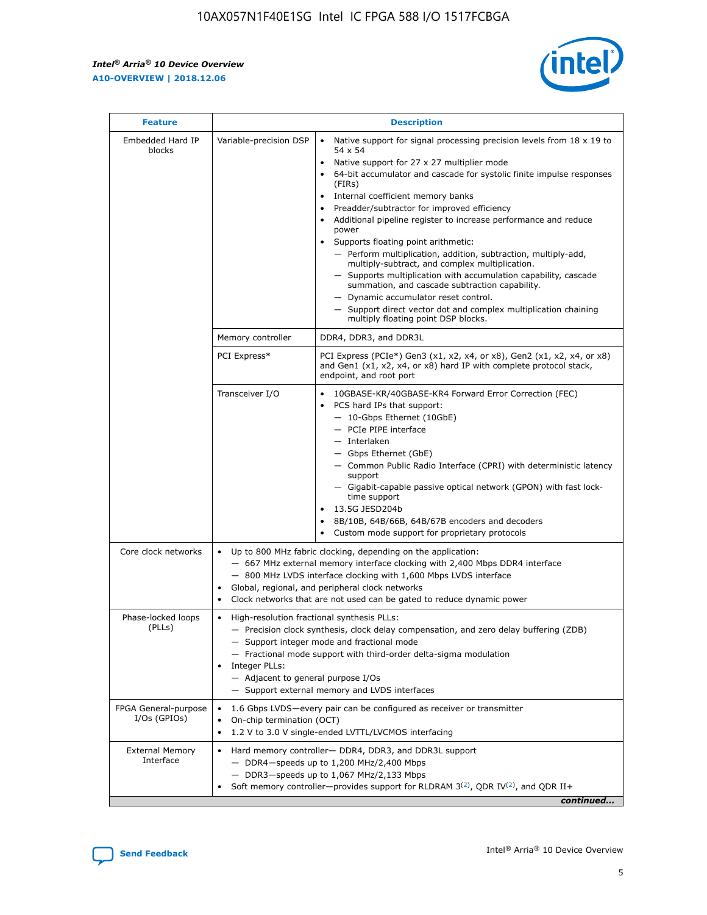| Feature | Description | |
|---|---|---|
| Embedded Hard IP blocks | Variable-precision DSP | • Native support for signal processing precision levels from 18 x 19 to 54 x 54<br>• Native support for 27 x 27 multiplier mode<br>• 64-bit accumulator and cascade for systolic finite impulse responses (FIRs)<br>• Internal coefficient memory banks<br>• Preadder/subtractor for improved efficiency<br>• Additional pipeline register to increase performance and reduce power<br>• Supports floating point arithmetic:<br>— Perform multiplication, addition, subtraction, multiply-add, multiply-subtract, and complex multiplication.<br>— Supports multiplication with accumulation capability, cascade summation, and cascade subtraction capability.<br>— Dynamic accumulator reset control.<br>— Support direct vector dot and complex multiplication chaining multiply floating point DSP blocks. |
| | Memory controller | DDR4, DDR3, and DDR3L |
| | PCI Express* | PCI Express (PCIe*) Gen3 (x1, x2, x4, or x8), Gen2 (x1, x2, x4, or x8) and Gen1 (x1, x2, x4, or x8) hard IP with complete protocol stack, endpoint, and root port |
| | Transceiver I/O | • 10GBASE-KR/40GBASE-KR4 Forward Error Correction (FEC)<br>• PCS hard IPs that support:<br>— 10-Gbps Ethernet (10GbE)<br>— PCIe PIPE interface<br>— Interlaken<br>— Gbps Ethernet (GbE)<br>— Common Public Radio Interface (CPRI) with deterministic latency support<br>— Gigabit-capable passive optical network (GPON) with fast lock-time support<br>• 13.5G JESD204b<br>• 8B/10B, 64B/66B, 64B/67B encoders and decoders<br>• Custom mode support for proprietary protocols |
| Core clock networks | • Up to 800 MHz fabric clocking, depending on the application:<br>— 667 MHz external memory interface clocking with 2,400 Mbps DDR4 interface<br>— 800 MHz LVDS interface clocking with 1,600 Mbps LVDS interface<br>• Global, regional, and peripheral clock networks<br>• Clock networks that are not used can be gated to reduce dynamic power | |
| Phase-locked loops (PLLs) | • High-resolution fractional synthesis PLLs:<br>— Precision clock synthesis, clock delay compensation, and zero delay buffering (ZDB)<br>— Support integer mode and fractional mode<br>— Fractional mode support with third-order delta-sigma modulation<br>• Integer PLLs:<br>— Adjacent to general purpose I/Os<br>— Support external memory and LVDS interfaces | |
| FPGA General-purpose I/Os (GPIOs) | • 1.6 Gbps LVDS—every pair can be configured as receiver or transmitter<br>• On-chip termination (OCT)<br>• 1.2 V to 3.0 V single-ended LVTTL/LVCMOS interfacing | |
| External Memory Interface | • Hard memory controller— DDR4, DDR3, and DDR3L support<br>— DDR4—speeds up to 1,200 MHz/2,400 Mbps<br>— DDR3—speeds up to 1,067 MHz/2,133 Mbps<br>• Soft memory controller—provides support for RLDRAM 3[(2)], QDR IV[(2)], and QDR II+ | |

*continued...*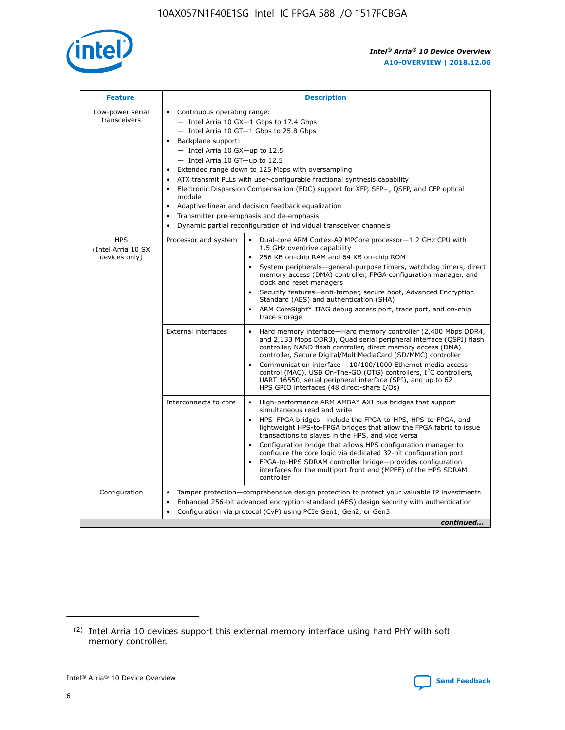| Feature | Description | |
|---|---|---|
| Low-power serial transceivers | • Continuous operating range:<br>— Intel Arria 10 GX—1 Gbps to 17.4 Gbps<br>— Intel Arria 10 GT—1 Gbps to 25.8 Gbps<br>• Backplane support:<br>— Intel Arria 10 GX—up to 12.5<br>— Intel Arria 10 GT—up to 12.5<br>• Extended range down to 125 Mbps with oversampling<br>• ATX transmit PLLs with user-configurable fractional synthesis capability<br>• Electronic Dispersion Compensation (EDC) support for XFP, SFP+, QSFP, and CFP optical module<br>• Adaptive linear and decision feedback equalization<br>• Transmitter pre-emphasis and de-emphasis<br>• Dynamic partial reconfiguration of individual transceiver channels | |
| HPS (Intel Arria 10 SX devices only) | Processor and system | • Dual-core ARM Cortex-A9 MPCore processor—1.2 GHz CPU with 1.5 GHz overdrive capability<br>• 256 KB on-chip RAM and 64 KB on-chip ROM<br>• System peripherals—general-purpose timers, watchdog timers, direct memory access (DMA) controller, FPGA configuration manager, and clock and reset managers<br>• Security features—anti-tamper, secure boot, Advanced Encryption Standard (AES) and authentication (SHA)<br>• ARM CoreSight* JTAG debug access port, trace port, and on-chip trace storage |
| | External interfaces | • Hard memory interface—Hard memory controller (2,400 Mbps DDR4, and 2,133 Mbps DDR3), Quad serial peripheral interface (QSPI) flash controller, NAND flash controller, direct memory access (DMA) controller, Secure Digital/MultiMediaCard (SD/MMC) controller<br>• Communication interface— 10/100/1000 Ethernet media access control (MAC), USB On-The-GO (OTG) controllers, I²C controllers, UART 16550, serial peripheral interface (SPI), and up to 62 HPS GPIO interfaces (48 direct-share I/Os) |
| | Interconnects to core | • High-performance ARM AMBA* AXI bus bridges that support simultaneous read and write<br>• HPS–FPGA bridges—include the FPGA-to-HPS, HPS-to-FPGA, and lightweight HPS-to-FPGA bridges that allow the FPGA fabric to issue transactions to slaves in the HPS, and vice versa<br>• Configuration bridge that allows HPS configuration manager to configure the core logic via dedicated 32-bit configuration port<br>• FPGA-to-HPS SDRAM controller bridge—provides configuration interfaces for the multiport front end (MPFE) of the HPS SDRAM controller |
| Configuration | • Tamper protection—comprehensive design protection to protect your valuable IP investments<br>• Enhanced 256-bit advanced encryption standard (AES) design security with authentication<br>• Configuration via protocol (CvP) using PCIe Gen1, Gen2, or Gen3 | |

*continued...*

(2) Intel Arria 10 devices support this external memory interface using hard PHY with soft memory controller.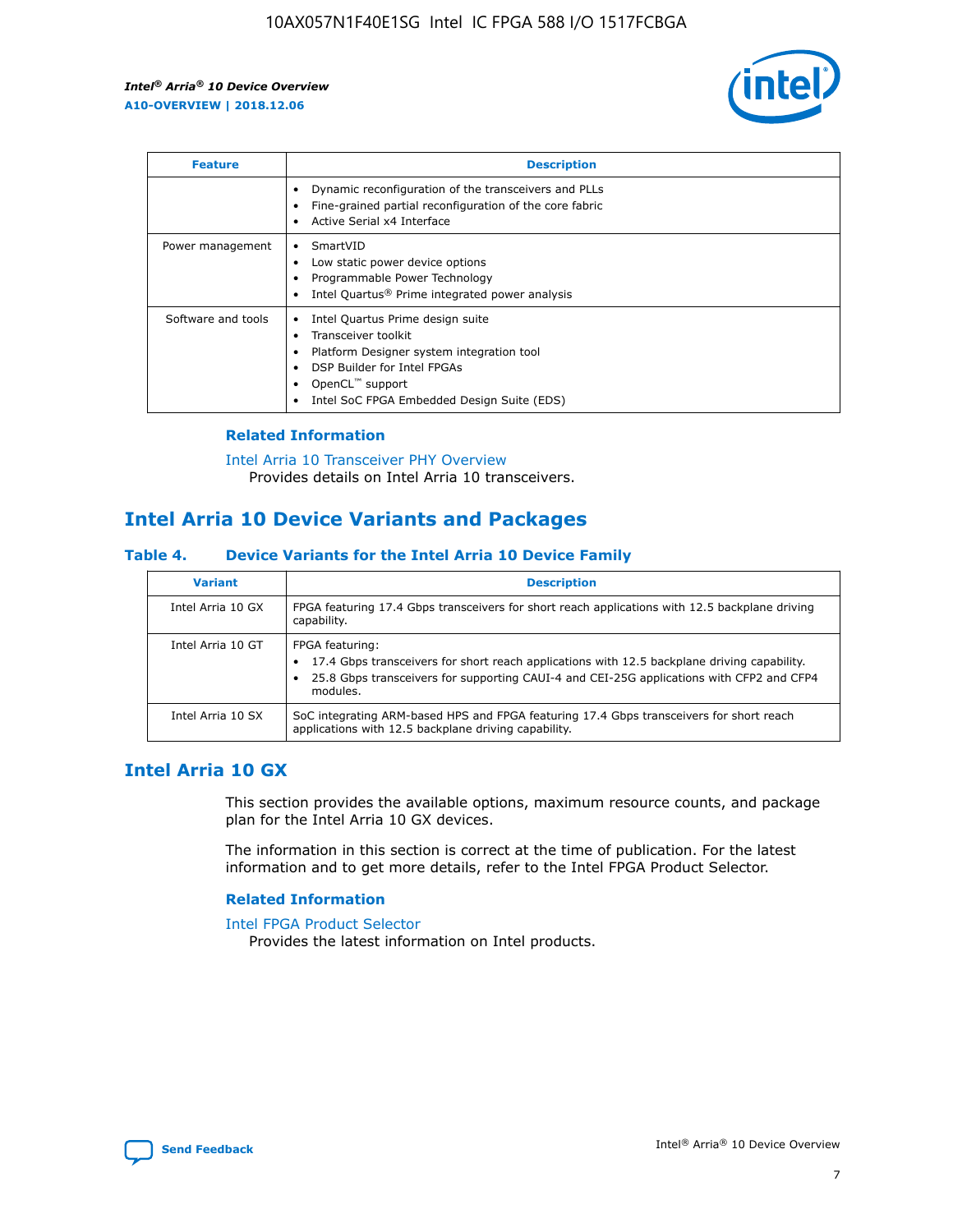| Feature | Description |
| --- | --- |
| | • Dynamic reconfiguration of the transceivers and PLLs<br>• Fine-grained partial reconfiguration of the core fabric<br>• Active Serial x4 Interface |
| Power management | • SmartVID<br>• Low static power device options<br>• Programmable Power Technology<br>• Intel Quartus® Prime integrated power analysis |
| Software and tools | • Intel Quartus Prime design suite<br>• Transceiver toolkit<br>• Platform Designer system integration tool<br>• DSP Builder for Intel FPGAs<br>• OpenCL™ support<br>• Intel SoC FPGA Embedded Design Suite (EDS) |

### Related Information

Intel Arria 10 Transceiver PHY Overview
Provides details on Intel Arria 10 transceivers.

## Intel Arria 10 Device Variants and Packages

### Table 4. Device Variants for the Intel Arria 10 Device Family

| Variant | Description |
| --- | --- |
| Intel Arria 10 GX | FPGA featuring 17.4 Gbps transceivers for short reach applications with 12.5 backplane driving capability. |
| Intel Arria 10 GT | FPGA featuring:<br>• 17.4 Gbps transceivers for short reach applications with 12.5 backplane driving capability.<br>• 25.8 Gbps transceivers for supporting CAUI-4 and CEI-25G applications with CFP2 and CFP4 modules. |
| Intel Arria 10 SX | SoC integrating ARM-based HPS and FPGA featuring 17.4 Gbps transceivers for short reach applications with 12.5 backplane driving capability. |

## Intel Arria 10 GX

This section provides the available options, maximum resource counts, and package plan for the Intel Arria 10 GX devices.

The information in this section is correct at the time of publication. For the latest information and to get more details, refer to the Intel FPGA Product Selector.

### Related Information

Intel FPGA Product Selector
Provides the latest information on Intel products.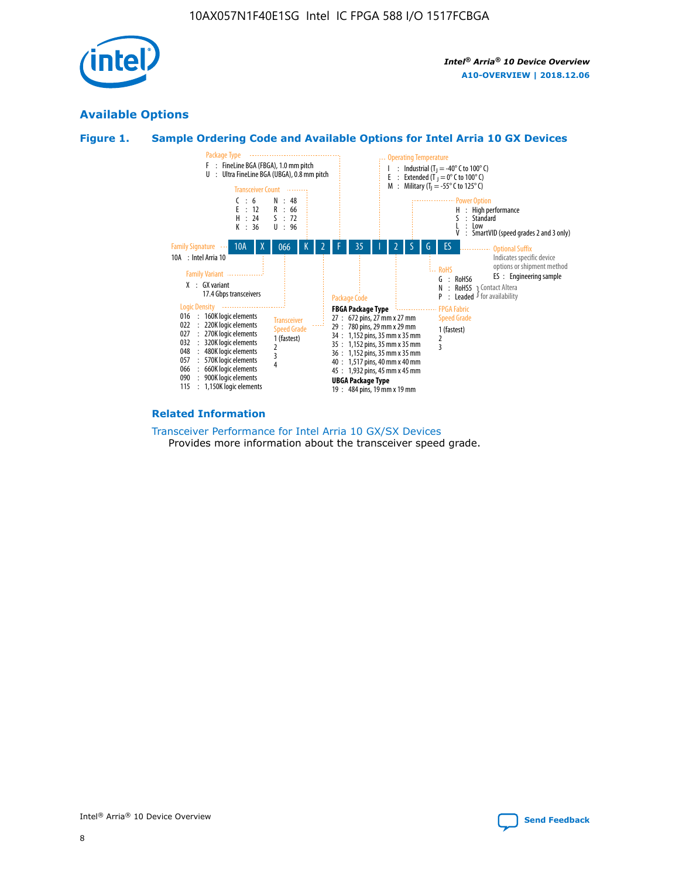## Available Options

### Figure 1. Sample Ordering Code and Available Options for Intel Arria 10 GX Devices

Sample ordering code: 10A X 066 K 2 F 35 I 2 S G ES

**Family Signature**
- 10A : Intel Arria 10

**Family Variant**
- X : GX variant, 17.4 Gbps transceivers

**Logic Density**
- 016 : 160K logic elements
- 022 : 220K logic elements
- 027 : 270K logic elements
- 032 : 320K logic elements
- 048 : 480K logic elements
- 057 : 570K logic elements
- 066 : 660K logic elements
- 090 : 900K logic elements
- 115 : 1,150K logic elements

**Transceiver Count**
- C : 6
- E : 12
- H : 24
- K : 36
- N : 48
- R : 66
- S : 72
- U : 96

**Transceiver Speed Grade**
- 1 (fastest)
- 2
- 3
- 4

**Package Type**
- F : FineLine BGA (FBGA), 1.0 mm pitch
- U : Ultra FineLine BGA (UBGA), 0.8 mm pitch

**Package Code**

FBGA Package Type
- 27 : 672 pins, 27 mm x 27 mm
- 29 : 780 pins, 29 mm x 29 mm
- 34 : 1,152 pins, 35 mm x 35 mm
- 35 : 1,152 pins, 35 mm x 35 mm
- 36 : 1,152 pins, 35 mm x 35 mm
- 40 : 1,517 pins, 40 mm x 40 mm
- 45 : 1,932 pins, 45 mm x 45 mm

UBGA Package Type
- 19 : 484 pins, 19 mm x 19 mm

**Operating Temperature**
- I : Industrial ($T_J$ = -40° C to 100° C)
- E : Extended ($T_J$ = 0° C to 100° C)
- M : Military ($T_J$ = -55° C to 125° C)

**FPGA Fabric Speed Grade**
- 1 (fastest)
- 2
- 3

**Power Option**
- H : High performance
- S : Standard
- L : Low
- V : SmartVID (speed grades 2 and 3 only)

**RoHS**
- G : RoHS6
- N : RoHS5 (Contact Altera for availability)
- P : Leaded (Contact Altera for availability)

**Optional Suffix**

Indicates specific device options or shipment method
- ES : Engineering sample

### Related Information

Transceiver Performance for Intel Arria 10 GX/SX Devices

Provides more information about the transceiver speed grade.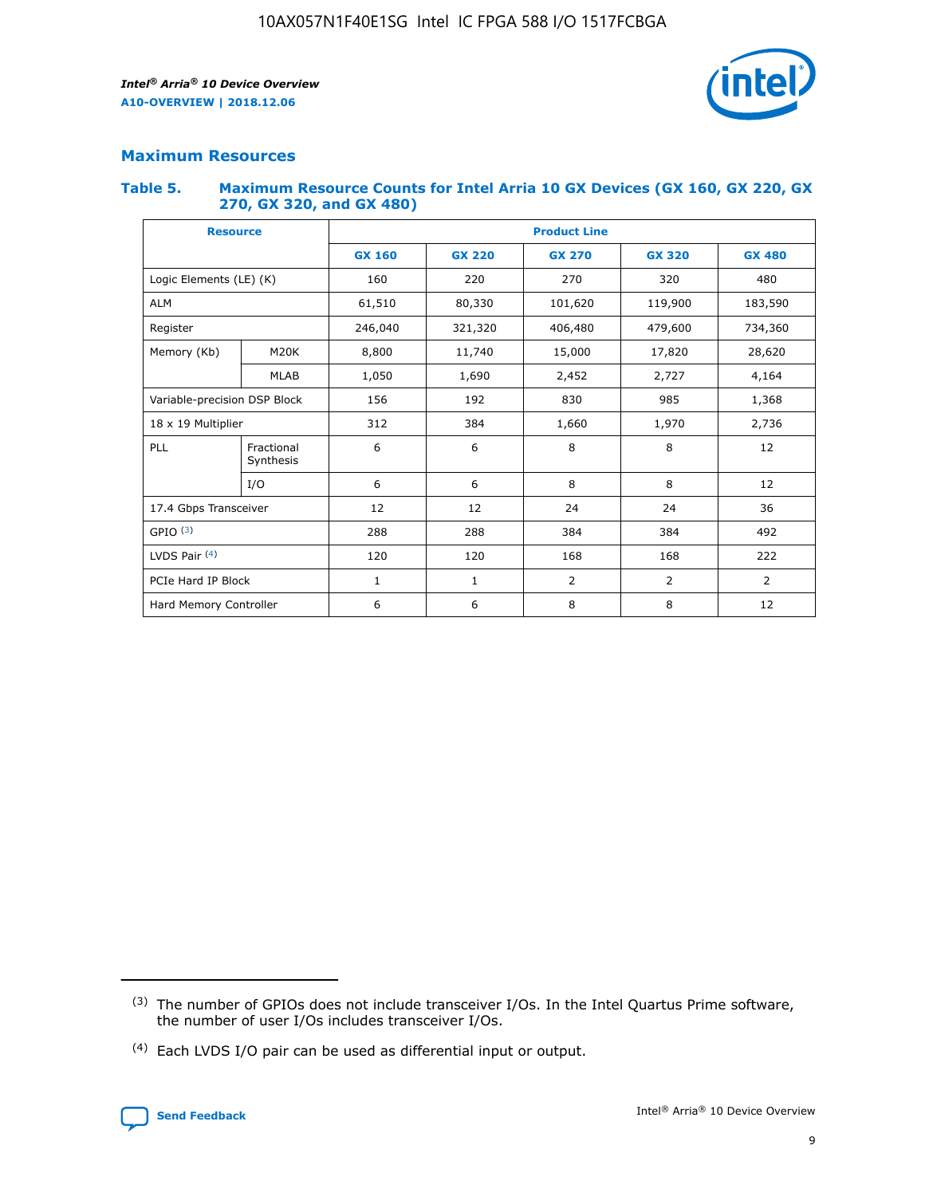## Maximum Resources

### Table 5. Maximum Resource Counts for Intel Arria 10 GX Devices (GX 160, GX 220, GX 270, GX 320, and GX 480)

| Resource | | Product Line | | | | |
|---|---|---|---|---|---|---|
| | | GX 160 | GX 220 | GX 270 | GX 320 | GX 480 |
| Logic Elements (LE) (K) | | 160 | 220 | 270 | 320 | 480 |
| ALM | | 61,510 | 80,330 | 101,620 | 119,900 | 183,590 |
| Register | | 246,040 | 321,320 | 406,480 | 479,600 | 734,360 |
| Memory (Kb) | M20K | 8,800 | 11,740 | 15,000 | 17,820 | 28,620 |
| | MLAB | 1,050 | 1,690 | 2,452 | 2,727 | 4,164 |
| Variable-precision DSP Block | | 156 | 192 | 830 | 985 | 1,368 |
| 18 x 19 Multiplier | | 312 | 384 | 1,660 | 1,970 | 2,736 |
| PLL | Fractional Synthesis | 6 | 6 | 8 | 8 | 12 |
| | I/O | 6 | 6 | 8 | 8 | 12 |
| 17.4 Gbps Transceiver | | 12 | 12 | 24 | 24 | 36 |
| GPIO [3] | | 288 | 288 | 384 | 384 | 492 |
| LVDS Pair [4] | | 120 | 120 | 168 | 168 | 222 |
| PCIe Hard IP Block | | 1 | 1 | 2 | 2 | 2 |
| Hard Memory Controller | | 6 | 6 | 8 | 8 | 12 |

(3) The number of GPIOs does not include transceiver I/Os. In the Intel Quartus Prime software, the number of user I/Os includes transceiver I/Os.

(4) Each LVDS I/O pair can be used as differential input or output.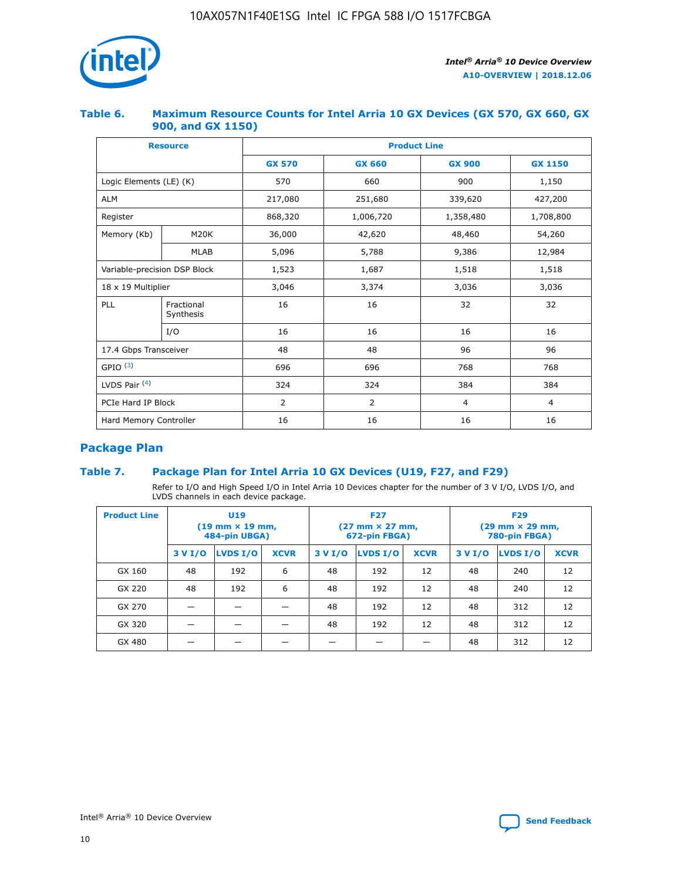### Table 6. Maximum Resource Counts for Intel Arria 10 GX Devices (GX 570, GX 660, GX 900, and GX 1150)

| Resource | | Product Line | | | |
|---|---|---|---|---|---|
| | | GX 570 | GX 660 | GX 900 | GX 1150 |
| Logic Elements (LE) (K) | | 570 | 660 | 900 | 1,150 |
| ALM | | 217,080 | 251,680 | 339,620 | 427,200 |
| Register | | 868,320 | 1,006,720 | 1,358,480 | 1,708,800 |
| Memory (Kb) | M20K | 36,000 | 42,620 | 48,460 | 54,260 |
| | MLAB | 5,096 | 5,788 | 9,386 | 12,984 |
| Variable-precision DSP Block | | 1,523 | 1,687 | 1,518 | 1,518 |
| 18 x 19 Multiplier | | 3,046 | 3,374 | 3,036 | 3,036 |
| PLL | Fractional Synthesis | 16 | 16 | 32 | 32 |
| | I/O | 16 | 16 | 16 | 16 |
| 17.4 Gbps Transceiver | | 48 | 48 | 96 | 96 |
| GPIO [(3)] | | 696 | 696 | 768 | 768 |
| LVDS Pair [(4)] | | 324 | 324 | 384 | 384 |
| PCIe Hard IP Block | | 2 | 2 | 4 | 4 |
| Hard Memory Controller | | 16 | 16 | 16 | 16 |

## Package Plan

### Table 7. Package Plan for Intel Arria 10 GX Devices (U19, F27, and F29)

Refer to I/O and High Speed I/O in Intel Arria 10 Devices chapter for the number of 3 V I/O, LVDS I/O, and LVDS channels in each device package.

| Product Line | U19 (19 mm × 19 mm, 484-pin UBGA) | | | F27 (27 mm × 27 mm, 672-pin FBGA) | | | F29 (29 mm × 29 mm, 780-pin FBGA) | | |
|---|---|---|---|---|---|---|---|---|---|
| | 3 V I/O | LVDS I/O | XCVR | 3 V I/O | LVDS I/O | XCVR | 3 V I/O | LVDS I/O | XCVR |
| GX 160 | 48 | 192 | 6 | 48 | 192 | 12 | 48 | 240 | 12 |
| GX 220 | 48 | 192 | 6 | 48 | 192 | 12 | 48 | 240 | 12 |
| GX 270 | — | — | — | 48 | 192 | 12 | 48 | 312 | 12 |
| GX 320 | — | — | — | 48 | 192 | 12 | 48 | 312 | 12 |
| GX 480 | — | — | — | — | — | — | 48 | 312 | 12 |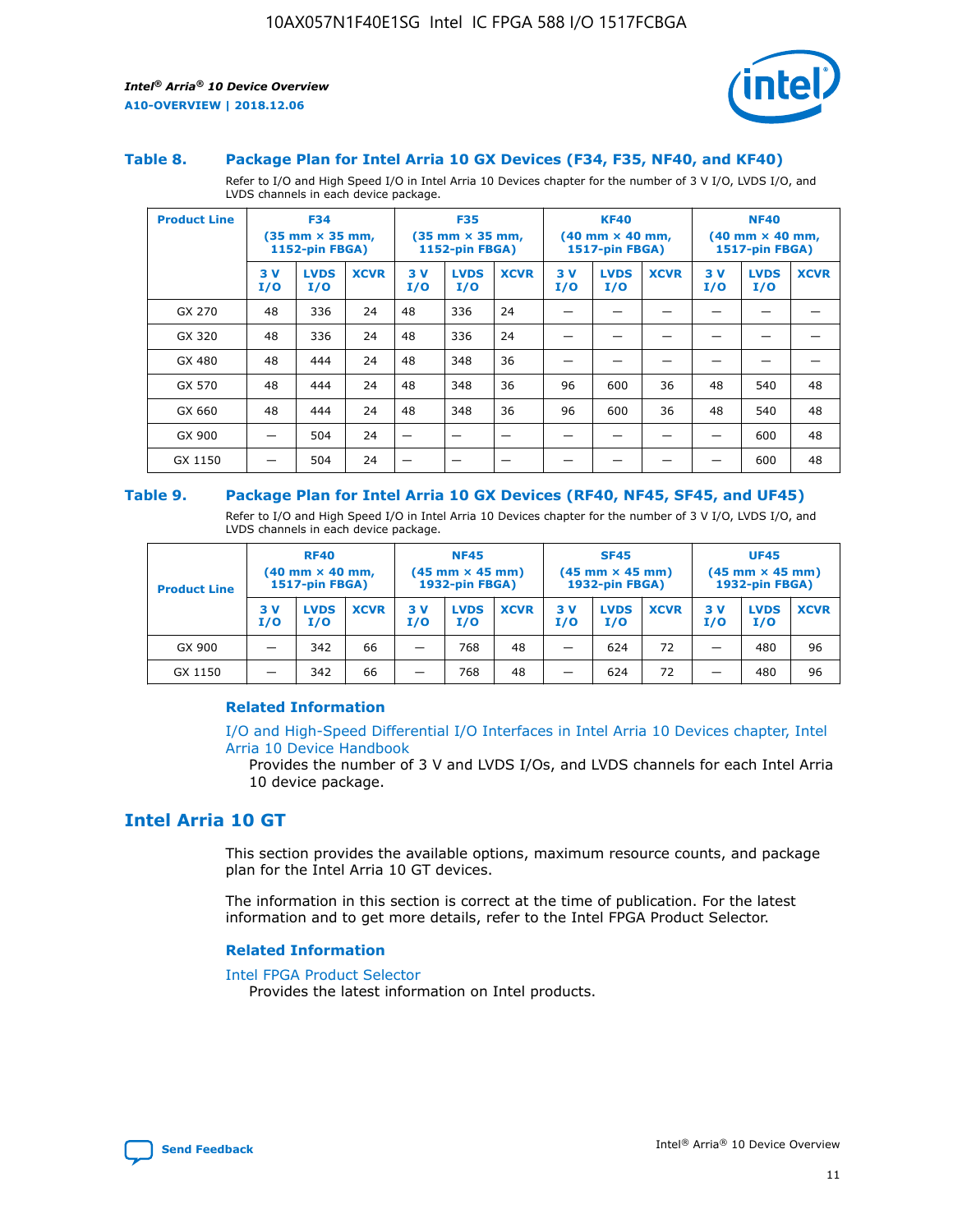### Table 8. Package Plan for Intel Arria 10 GX Devices (F34, F35, NF40, and KF40)

Refer to I/O and High Speed I/O in Intel Arria 10 Devices chapter for the number of 3 V I/O, LVDS I/O, and LVDS channels in each device package.

| Product Line | F34 (35 mm × 35 mm, 1152-pin FBGA) | | | F35 (35 mm × 35 mm, 1152-pin FBGA) | | | KF40 (40 mm × 40 mm, 1517-pin FBGA) | | | NF40 (40 mm × 40 mm, 1517-pin FBGA) | | |
|---|---|---|---|---|---|---|---|---|---|---|---|---|
| | 3 V I/O | LVDS I/O | XCVR | 3 V I/O | LVDS I/O | XCVR | 3 V I/O | LVDS I/O | XCVR | 3 V I/O | LVDS I/O | XCVR |
| GX 270 | 48 | 336 | 24 | 48 | 336 | 24 | — | — | — | — | — | — |
| GX 320 | 48 | 336 | 24 | 48 | 336 | 24 | — | — | — | — | — | — |
| GX 480 | 48 | 444 | 24 | 48 | 348 | 36 | — | — | — | — | — | — |
| GX 570 | 48 | 444 | 24 | 48 | 348 | 36 | 96 | 600 | 36 | 48 | 540 | 48 |
| GX 660 | 48 | 444 | 24 | 48 | 348 | 36 | 96 | 600 | 36 | 48 | 540 | 48 |
| GX 900 | — | 504 | 24 | — | — | — | — | — | — | — | 600 | 48 |
| GX 1150 | — | 504 | 24 | — | — | — | — | — | — | — | 600 | 48 |

### Table 9. Package Plan for Intel Arria 10 GX Devices (RF40, NF45, SF45, and UF45)

Refer to I/O and High Speed I/O in Intel Arria 10 Devices chapter for the number of 3 V I/O, LVDS I/O, and LVDS channels in each device package.

| Product Line | RF40 (40 mm × 40 mm, 1517-pin FBGA) | | | NF45 (45 mm × 45 mm) 1932-pin FBGA) | | | SF45 (45 mm × 45 mm) 1932-pin FBGA) | | | UF45 (45 mm × 45 mm) 1932-pin FBGA) | | |
|---|---|---|---|---|---|---|---|---|---|---|---|---|
| | 3 V I/O | LVDS I/O | XCVR | 3 V I/O | LVDS I/O | XCVR | 3 V I/O | LVDS I/O | XCVR | 3 V I/O | LVDS I/O | XCVR |
| GX 900 | — | 342 | 66 | — | 768 | 48 | — | 624 | 72 | — | 480 | 96 |
| GX 1150 | — | 342 | 66 | — | 768 | 48 | — | 624 | 72 | — | 480 | 96 |

#### Related Information

I/O and High-Speed Differential I/O Interfaces in Intel Arria 10 Devices chapter, Intel Arria 10 Device Handbook
Provides the number of 3 V and LVDS I/Os, and LVDS channels for each Intel Arria 10 device package.

## Intel Arria 10 GT

This section provides the available options, maximum resource counts, and package plan for the Intel Arria 10 GT devices.

The information in this section is correct at the time of publication. For the latest information and to get more details, refer to the Intel FPGA Product Selector.

#### Related Information

Intel FPGA Product Selector
Provides the latest information on Intel products.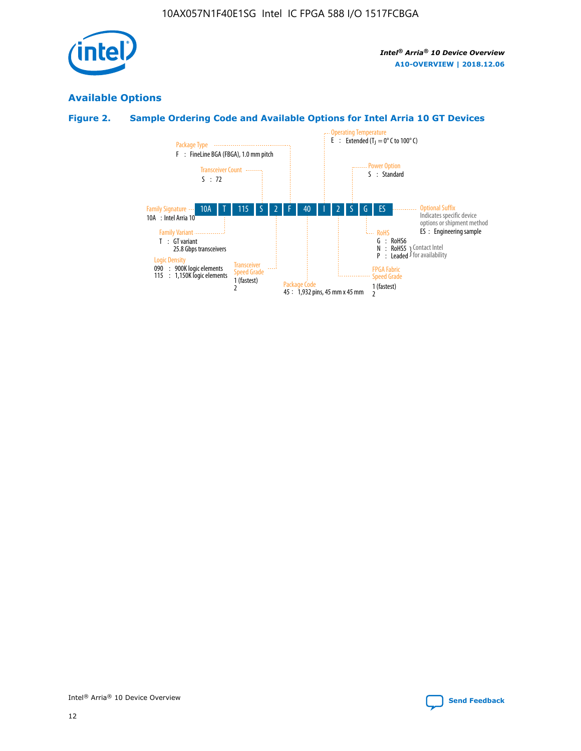## Available Options

### Figure 2. Sample Ordering Code and Available Options for Intel Arria 10 GT Devices

Sample ordering code: 10A T 115 S 2 F 40 I 2 S G ES

- **Family Signature**
  - 10A : Intel Arria 10
- **Family Variant**
  - T : GT variant 25.8 Gbps transceivers
- **Logic Density**
  - 090 : 900K logic elements
  - 115 : 1,150K logic elements
- **Transceiver Count**
  - S : 72
- **Transceiver Speed Grade**
  - 1 (fastest)
  - 2
- **Package Type**
  - F : FineLine BGA (FBGA), 1.0 mm pitch
- **Package Code**
  - 45 : 1,932 pins, 45 mm x 45 mm
- **Operating Temperature**
  - E : Extended ($T_J$ = 0° C to 100° C)
- **FPGA Fabric Speed Grade**
  - 1 (fastest)
  - 2
- **Power Option**
  - S : Standard
- **RoHS**
  - G : RoHS6
  - N : RoHS5 (Contact Intel for availability)
  - P : Leaded (Contact Intel for availability)
- **Optional Suffix**
  - Indicates specific device options or shipment method
  - ES : Engineering sample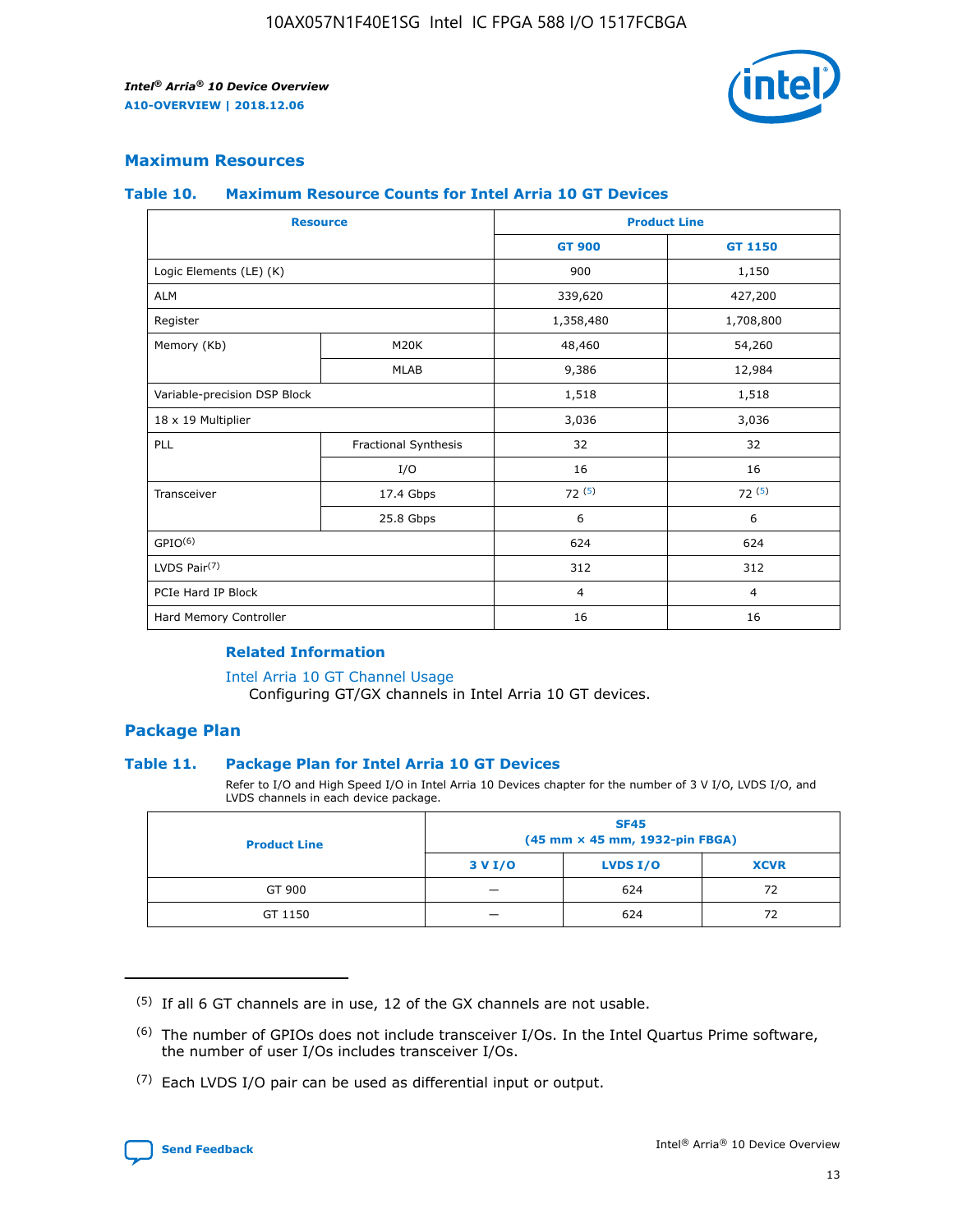## Maximum Resources

### Table 10. Maximum Resource Counts for Intel Arria 10 GT Devices

| Resource | | Product Line | |
|---|---|---|---|
| | | GT 900 | GT 1150 |
| Logic Elements (LE) (K) | | 900 | 1,150 |
| ALM | | 339,620 | 427,200 |
| Register | | 1,358,480 | 1,708,800 |
| Memory (Kb) | M20K | 48,460 | 54,260 |
| | MLAB | 9,386 | 12,984 |
| Variable-precision DSP Block | | 1,518 | 1,518 |
| 18 x 19 Multiplier | | 3,036 | 3,036 |
| PLL | Fractional Synthesis | 32 | 32 |
| | I/O | 16 | 16 |
| Transceiver | 17.4 Gbps | 72 (5) | 72 (5) |
| | 25.8 Gbps | 6 | 6 |
| GPIO(6) | | 624 | 624 |
| LVDS Pair(7) | | 312 | 312 |
| PCIe Hard IP Block | | 4 | 4 |
| Hard Memory Controller | | 16 | 16 |

#### Related Information

Intel Arria 10 GT Channel Usage
Configuring GT/GX channels in Intel Arria 10 GT devices.

## Package Plan

### Table 11. Package Plan for Intel Arria 10 GT Devices

Refer to I/O and High Speed I/O in Intel Arria 10 Devices chapter for the number of 3 V I/O, LVDS I/O, and LVDS channels in each device package.

| Product Line | SF45 (45 mm × 45 mm, 1932-pin FBGA) | | |
|---|---|---|---|
| | 3 V I/O | LVDS I/O | XCVR |
| GT 900 | — | 624 | 72 |
| GT 1150 | — | 624 | 72 |

(5) If all 6 GT channels are in use, 12 of the GX channels are not usable.

(6) The number of GPIOs does not include transceiver I/Os. In the Intel Quartus Prime software, the number of user I/Os includes transceiver I/Os.

(7) Each LVDS I/O pair can be used as differential input or output.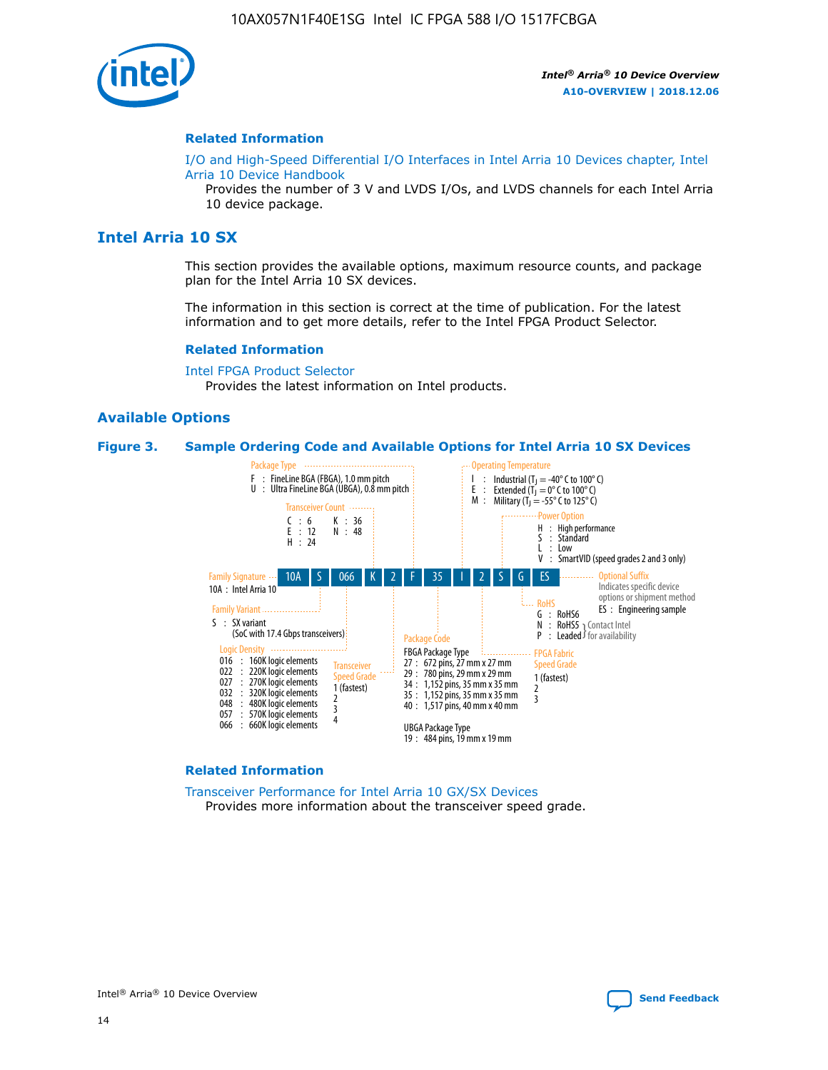### Related Information

I/O and High-Speed Differential I/O Interfaces in Intel Arria 10 Devices chapter, Intel Arria 10 Device Handbook

Provides the number of 3 V and LVDS I/Os, and LVDS channels for each Intel Arria 10 device package.

## Intel Arria 10 SX

This section provides the available options, maximum resource counts, and package plan for the Intel Arria 10 SX devices.

The information in this section is correct at the time of publication. For the latest information and to get more details, refer to the Intel FPGA Product Selector.

### Related Information

Intel FPGA Product Selector

Provides the latest information on Intel products.

### Available Options

**Figure 3. Sample Ordering Code and Available Options for Intel Arria 10 SX Devices**

Sample ordering code: 10A S 066 K 2 F 35 I 2 S G ES

- **Family Signature**
  - 10A : Intel Arria 10
- **Family Variant**
  - S : SX variant (SoC with 17.4 Gbps transceivers)
- **Logic Density**
  - 016 : 160K logic elements
  - 022 : 220K logic elements
  - 027 : 270K logic elements
  - 032 : 320K logic elements
  - 048 : 480K logic elements
  - 057 : 570K logic elements
  - 066 : 660K logic elements
- **Transceiver Count**
  - C : 6
  - E : 12
  - H : 24
  - K : 36
  - N : 48
- **Transceiver Speed Grade**
  - 1 (fastest)
  - 2
  - 3
  - 4
- **Package Type**
  - F : FineLine BGA (FBGA), 1.0 mm pitch
  - U : Ultra FineLine BGA (UBGA), 0.8 mm pitch
- **Package Code**
  - FBGA Package Type
    - 27 : 672 pins, 27 mm x 27 mm
    - 29 : 780 pins, 29 mm x 29 mm
    - 34 : 1,152 pins, 35 mm x 35 mm
    - 35 : 1,152 pins, 35 mm x 35 mm
    - 40 : 1,517 pins, 40 mm x 40 mm
  - UBGA Package Type
    - 19 : 484 pins, 19 mm x 19 mm
- **Operating Temperature**
  - I : Industrial ($T_J$ = -40° C to 100° C)
  - E : Extended ($T_J$ = 0° C to 100° C)
  - M : Military ($T_J$ = -55° C to 125° C)
- **FPGA Fabric Speed Grade**
  - 1 (fastest)
  - 2
  - 3
- **Power Option**
  - H : High performance
  - S : Standard
  - L : Low
  - V : SmartVID (speed grades 2 and 3 only)
- **RoHS**
  - G : RoHS6
  - N : RoHS5 (Contact Intel for availability)
  - P : Leaded (Contact Intel for availability)
- **Optional Suffix**
  - Indicates specific device options or shipment method
  - ES : Engineering sample

### Related Information

Transceiver Performance for Intel Arria 10 GX/SX Devices

Provides more information about the transceiver speed grade.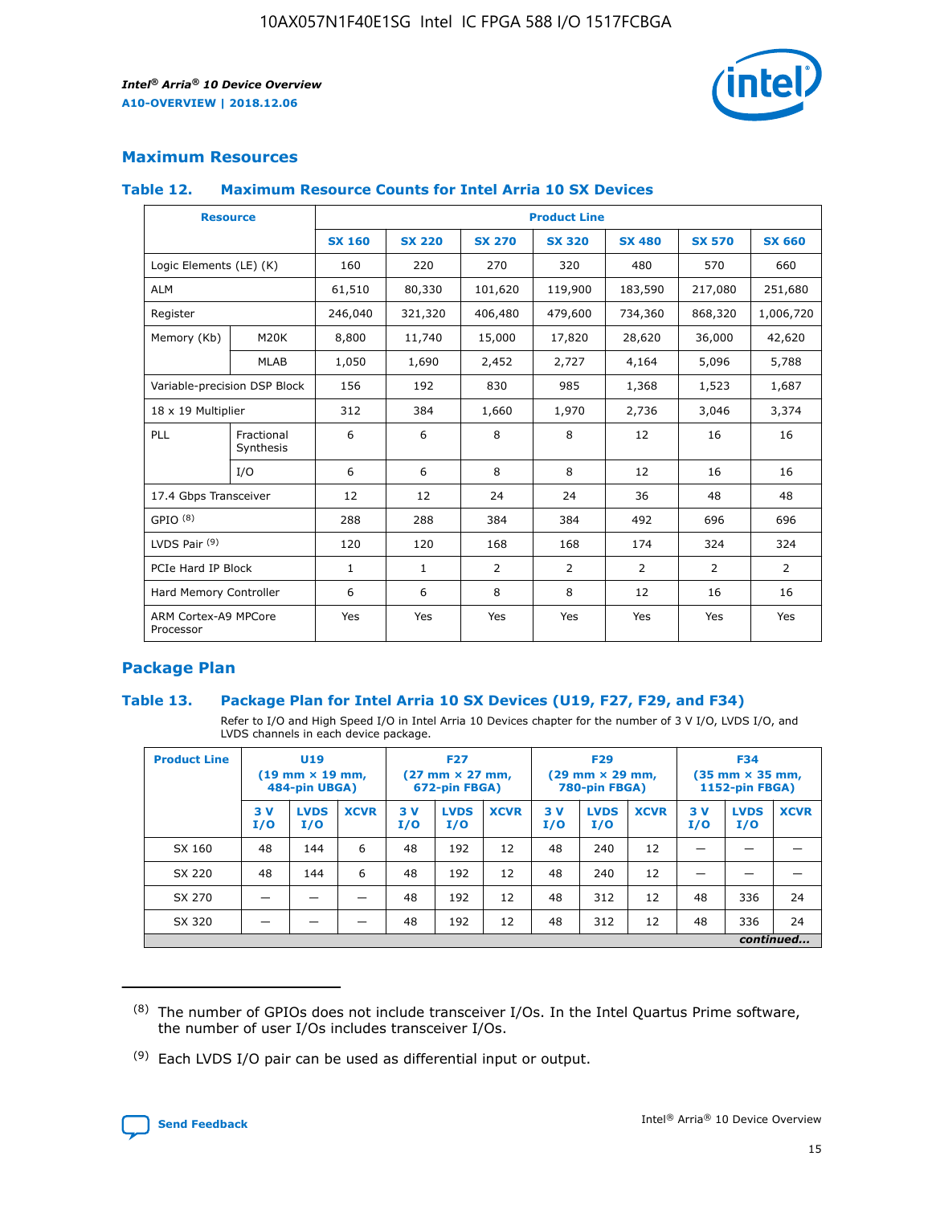## Maximum Resources

### Table 12. Maximum Resource Counts for Intel Arria 10 SX Devices

| Resource | | Product Line | | | | | | |
|---|---|---|---|---|---|---|---|---|
| | | SX 160 | SX 220 | SX 270 | SX 320 | SX 480 | SX 570 | SX 660 |
| Logic Elements (LE) (K) | | 160 | 220 | 270 | 320 | 480 | 570 | 660 |
| ALM | | 61,510 | 80,330 | 101,620 | 119,900 | 183,590 | 217,080 | 251,680 |
| Register | | 246,040 | 321,320 | 406,480 | 479,600 | 734,360 | 868,320 | 1,006,720 |
| Memory (Kb) | M20K | 8,800 | 11,740 | 15,000 | 17,820 | 28,620 | 36,000 | 42,620 |
| | MLAB | 1,050 | 1,690 | 2,452 | 2,727 | 4,164 | 5,096 | 5,788 |
| Variable-precision DSP Block | | 156 | 192 | 830 | 985 | 1,368 | 1,523 | 1,687 |
| 18 x 19 Multiplier | | 312 | 384 | 1,660 | 1,970 | 2,736 | 3,046 | 3,374 |
| PLL | Fractional Synthesis | 6 | 6 | 8 | 8 | 12 | 16 | 16 |
| | I/O | 6 | 6 | 8 | 8 | 12 | 16 | 16 |
| 17.4 Gbps Transceiver | | 12 | 12 | 24 | 24 | 36 | 48 | 48 |
| GPIO [8] | | 288 | 288 | 384 | 384 | 492 | 696 | 696 |
| LVDS Pair [9] | | 120 | 120 | 168 | 168 | 174 | 324 | 324 |
| PCIe Hard IP Block | | 1 | 1 | 2 | 2 | 2 | 2 | 2 |
| Hard Memory Controller | | 6 | 6 | 8 | 8 | 12 | 16 | 16 |
| ARM Cortex-A9 MPCore Processor | | Yes | Yes | Yes | Yes | Yes | Yes | Yes |

## Package Plan

### Table 13. Package Plan for Intel Arria 10 SX Devices (U19, F27, F29, and F34)

Refer to I/O and High Speed I/O in Intel Arria 10 Devices chapter for the number of 3 V I/O, LVDS I/O, and LVDS channels in each device package.

| Product Line | U19 (19 mm × 19 mm, 484-pin UBGA) | | | F27 (27 mm × 27 mm, 672-pin FBGA) | | | F29 (29 mm × 29 mm, 780-pin FBGA) | | | F34 (35 mm × 35 mm, 1152-pin FBGA) | | |
|---|---|---|---|---|---|---|---|---|---|---|---|---|
| | 3 V I/O | LVDS I/O | XCVR | 3 V I/O | LVDS I/O | XCVR | 3 V I/O | LVDS I/O | XCVR | 3 V I/O | LVDS I/O | XCVR |
| SX 160 | 48 | 144 | 6 | 48 | 192 | 12 | 48 | 240 | 12 | — | — | — |
| SX 220 | 48 | 144 | 6 | 48 | 192 | 12 | 48 | 240 | 12 | — | — | — |
| SX 270 | — | — | — | 48 | 192 | 12 | 48 | 312 | 12 | 48 | 336 | 24 |
| SX 320 | — | — | — | 48 | 192 | 12 | 48 | 312 | 12 | 48 | 336 | 24 |

*continued...*

(8) The number of GPIOs does not include transceiver I/Os. In the Intel Quartus Prime software, the number of user I/Os includes transceiver I/Os.

(9) Each LVDS I/O pair can be used as differential input or output.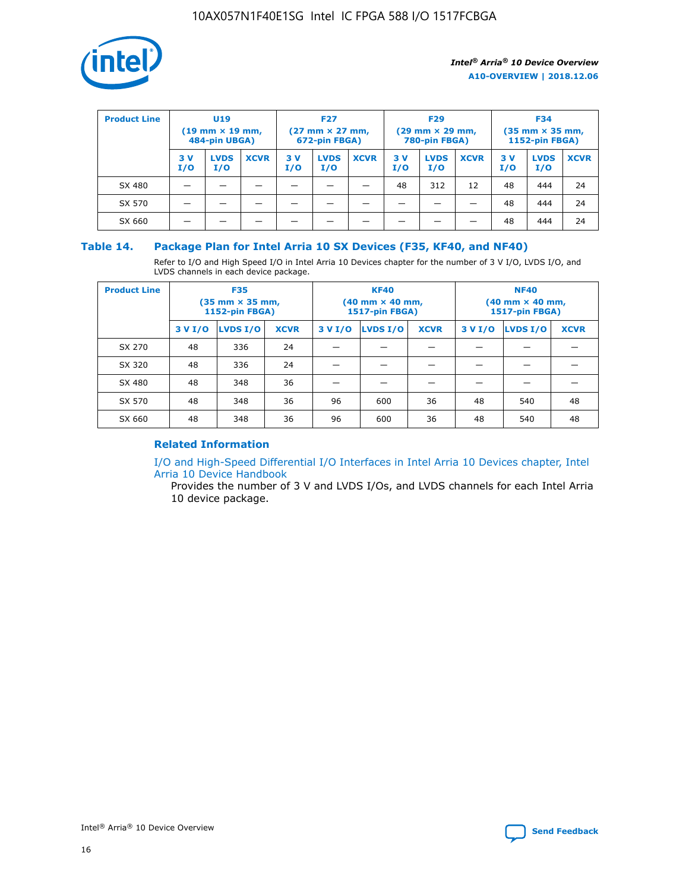| Product Line | U19 (19 mm × 19 mm, 484-pin UBGA) | | | F27 (27 mm × 27 mm, 672-pin FBGA) | | | F29 (29 mm × 29 mm, 780-pin FBGA) | | | F34 (35 mm × 35 mm, 1152-pin FBGA) | | |
|---|---|---|---|---|---|---|---|---|---|---|---|---|
| | 3 V I/O | LVDS I/O | XCVR | 3 V I/O | LVDS I/O | XCVR | 3 V I/O | LVDS I/O | XCVR | 3 V I/O | LVDS I/O | XCVR |
| SX 480 | — | — | — | — | — | — | 48 | 312 | 12 | 48 | 444 | 24 |
| SX 570 | — | — | — | — | — | — | — | — | — | 48 | 444 | 24 |
| SX 660 | — | — | — | — | — | — | — | — | — | 48 | 444 | 24 |

## Table 14. Package Plan for Intel Arria 10 SX Devices (F35, KF40, and NF40)

Refer to I/O and High Speed I/O in Intel Arria 10 Devices chapter for the number of 3 V I/O, LVDS I/O, and LVDS channels in each device package.

| Product Line | F35 (35 mm × 35 mm, 1152-pin FBGA) | | | KF40 (40 mm × 40 mm, 1517-pin FBGA) | | | NF40 (40 mm × 40 mm, 1517-pin FBGA) | | |
|---|---|---|---|---|---|---|---|---|---|
| | 3 V I/O | LVDS I/O | XCVR | 3 V I/O | LVDS I/O | XCVR | 3 V I/O | LVDS I/O | XCVR |
| SX 270 | 48 | 336 | 24 | — | — | — | — | — | — |
| SX 320 | 48 | 336 | 24 | — | — | — | — | — | — |
| SX 480 | 48 | 348 | 36 | — | — | — | — | — | — |
| SX 570 | 48 | 348 | 36 | 96 | 600 | 36 | 48 | 540 | 48 |
| SX 660 | 48 | 348 | 36 | 96 | 600 | 36 | 48 | 540 | 48 |

### Related Information

I/O and High-Speed Differential I/O Interfaces in Intel Arria 10 Devices chapter, Intel Arria 10 Device Handbook

Provides the number of 3 V and LVDS I/Os, and LVDS channels for each Intel Arria 10 device package.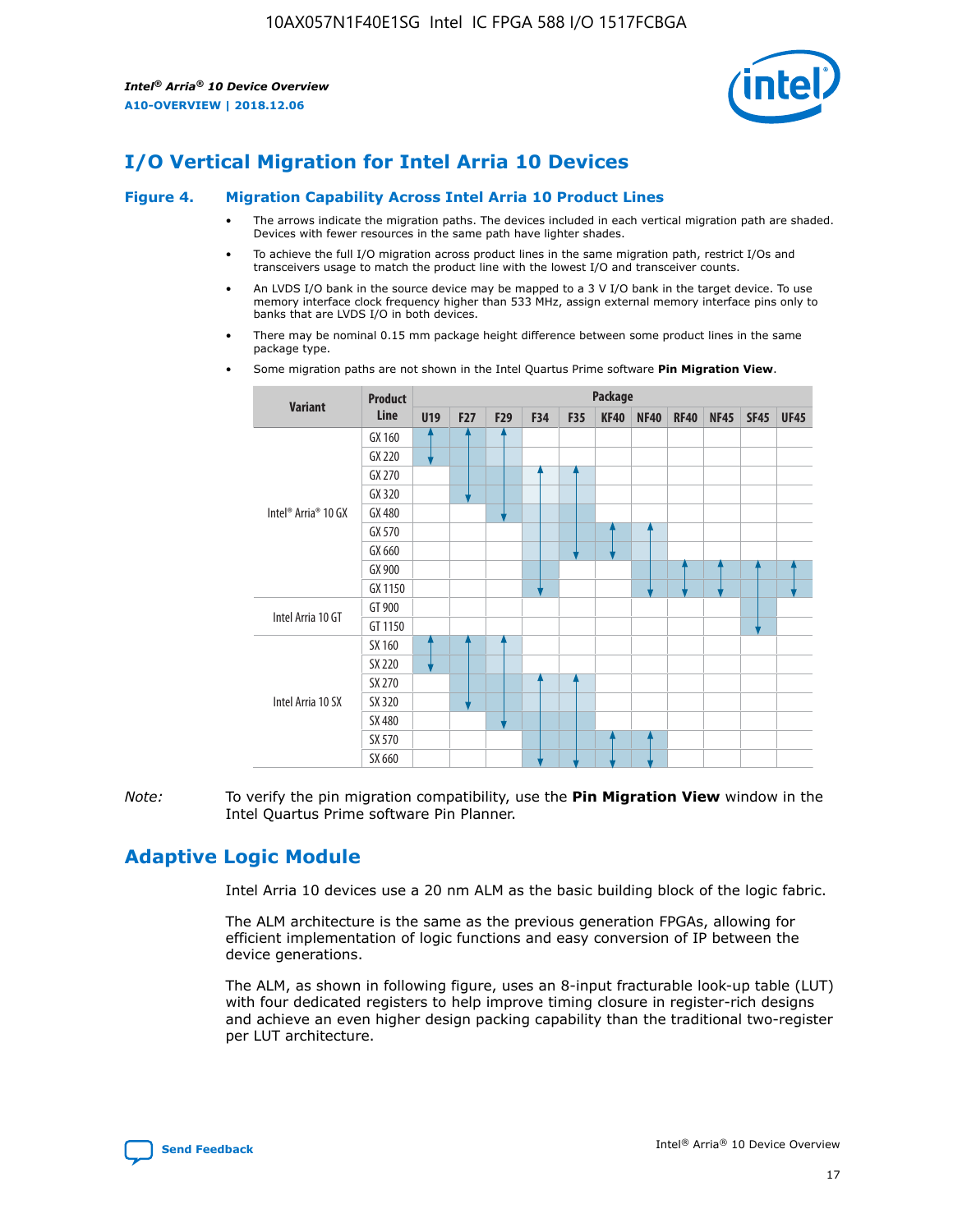# I/O Vertical Migration for Intel Arria 10 Devices

### Figure 4. Migration Capability Across Intel Arria 10 Product Lines

- The arrows indicate the migration paths. The devices included in each vertical migration path are shaded. Devices with fewer resources in the same path have lighter shades.
- To achieve the full I/O migration across product lines in the same migration path, restrict I/Os and transceivers usage to match the product line with the lowest I/O and transceiver counts.
- An LVDS I/O bank in the source device may be mapped to a 3 V I/O bank in the target device. To use memory interface clock frequency higher than 533 MHz, assign external memory interface pins only to banks that are LVDS I/O in both devices.
- There may be nominal 0.15 mm package height difference between some product lines in the same package type.
- Some migration paths are not shown in the Intel Quartus Prime software **Pin Migration View**.

| Variant | Product Line | Package | | | | | | | | | | |
|---|---|---|---|---|---|---|---|---|---|---|---|---|
| | | U19 | F27 | F29 | F34 | F35 | KF40 | NF40 | RF40 | NF45 | SF45 | UF45 |
| Intel® Arria® 10 GX | GX 160 | | | | | | | | | | | |
| | GX 220 | | | | | | | | | | | |
| | GX 270 | | | | | | | | | | | |
| | GX 320 | | | | | | | | | | | |
| | GX 480 | | | | | | | | | | | |
| | GX 570 | | | | | | | | | | | |
| | GX 660 | | | | | | | | | | | |
| | GX 900 | | | | | | | | | | | |
| | GX 1150 | | | | | | | | | | | |
| Intel Arria 10 GT | GT 900 | | | | | | | | | | | |
| | GT 1150 | | | | | | | | | | | |
| Intel Arria 10 SX | SX 160 | | | | | | | | | | | |
| | SX 220 | | | | | | | | | | | |
| | SX 270 | | | | | | | | | | | |
| | SX 320 | | | | | | | | | | | |
| | SX 480 | | | | | | | | | | | |
| | SX 570 | | | | | | | | | | | |
| | SX 660 | | | | | | | | | | | |

*Note:* To verify the pin migration compatibility, use the **Pin Migration View** window in the Intel Quartus Prime software Pin Planner.

# Adaptive Logic Module

Intel Arria 10 devices use a 20 nm ALM as the basic building block of the logic fabric.

The ALM architecture is the same as the previous generation FPGAs, allowing for efficient implementation of logic functions and easy conversion of IP between the device generations.

The ALM, as shown in following figure, uses an 8-input fracturable look-up table (LUT) with four dedicated registers to help improve timing closure in register-rich designs and achieve an even higher design packing capability than the traditional two-register per LUT architecture.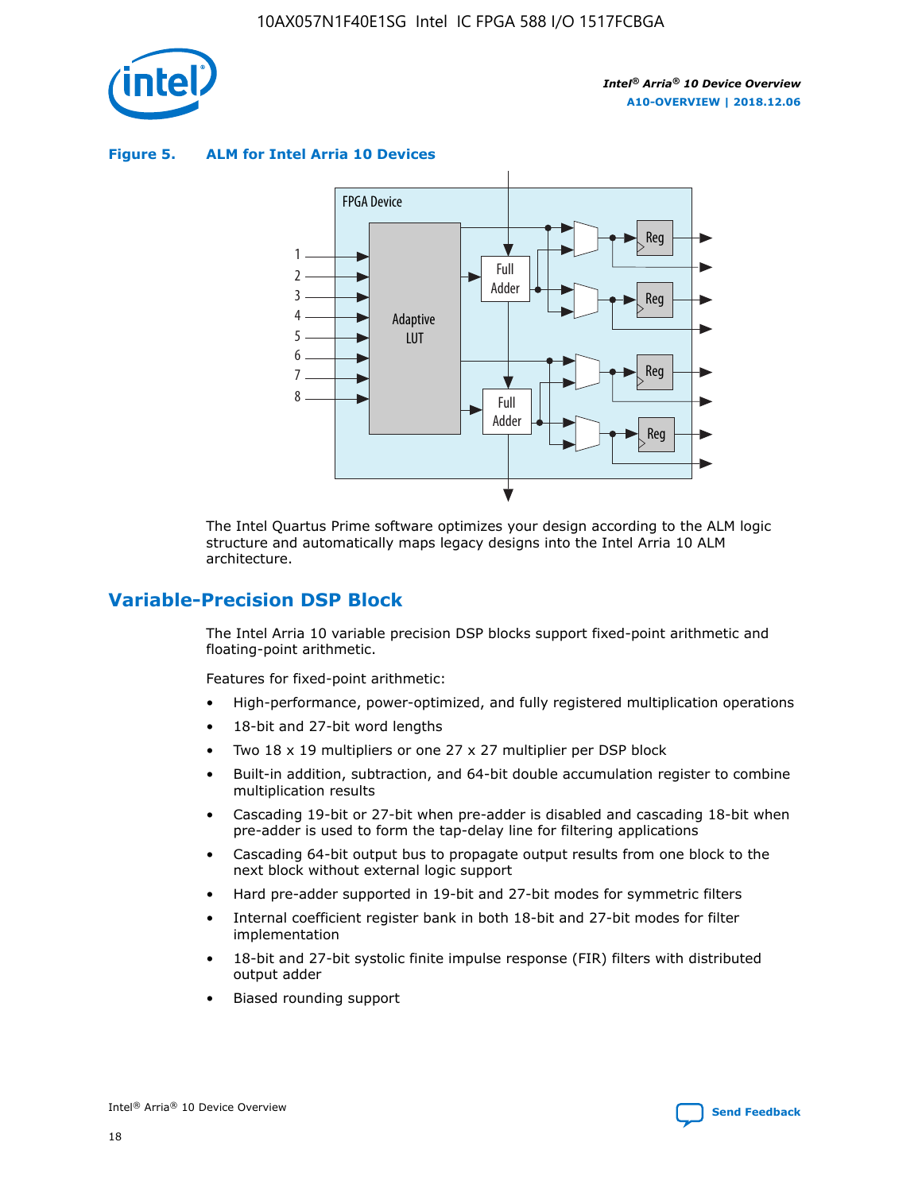**Figure 5. ALM for Intel Arria 10 Devices**

The Intel Quartus Prime software optimizes your design according to the ALM logic structure and automatically maps legacy designs into the Intel Arria 10 ALM architecture.

## Variable-Precision DSP Block

The Intel Arria 10 variable precision DSP blocks support fixed-point arithmetic and floating-point arithmetic.

Features for fixed-point arithmetic:

- High-performance, power-optimized, and fully registered multiplication operations
- 18-bit and 27-bit word lengths
- Two 18 x 19 multipliers or one 27 x 27 multiplier per DSP block
- Built-in addition, subtraction, and 64-bit double accumulation register to combine multiplication results
- Cascading 19-bit or 27-bit when pre-adder is disabled and cascading 18-bit when pre-adder is used to form the tap-delay line for filtering applications
- Cascading 64-bit output bus to propagate output results from one block to the next block without external logic support
- Hard pre-adder supported in 19-bit and 27-bit modes for symmetric filters
- Internal coefficient register bank in both 18-bit and 27-bit modes for filter implementation
- 18-bit and 27-bit systolic finite impulse response (FIR) filters with distributed output adder
- Biased rounding support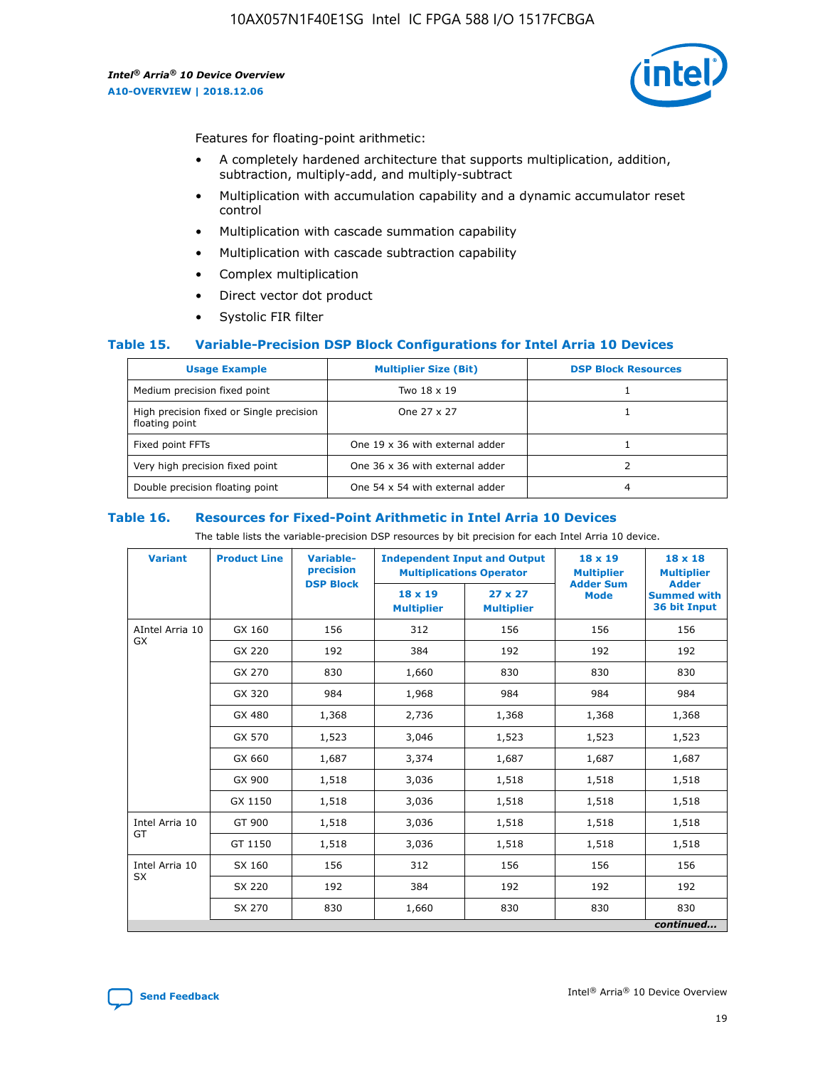Features for floating-point arithmetic:

- A completely hardened architecture that supports multiplication, addition, subtraction, multiply-add, and multiply-subtract
- Multiplication with accumulation capability and a dynamic accumulator reset control
- Multiplication with cascade summation capability
- Multiplication with cascade subtraction capability
- Complex multiplication
- Direct vector dot product
- Systolic FIR filter

### Table 15. Variable-Precision DSP Block Configurations for Intel Arria 10 Devices

| Usage Example | Multiplier Size (Bit) | DSP Block Resources |
|---|---|---|
| Medium precision fixed point | Two 18 x 19 | 1 |
| High precision fixed or Single precision floating point | One 27 x 27 | 1 |
| Fixed point FFTs | One 19 x 36 with external adder | 1 |
| Very high precision fixed point | One 36 x 36 with external adder | 2 |
| Double precision floating point | One 54 x 54 with external adder | 4 |

### Table 16. Resources for Fixed-Point Arithmetic in Intel Arria 10 Devices

The table lists the variable-precision DSP resources by bit precision for each Intel Arria 10 device.

| Variant | Product Line | Variable-precision DSP Block | Independent Input and Output Multiplications Operator | | 18 x 19 Multiplier Adder Sum Mode | 18 x 18 Multiplier Adder Summed with 36 bit Input |
|---|---|---|---|---|---|---|
| | | | 18 x 19 Multiplier | 27 x 27 Multiplier | | |
| AIntel Arria 10 GX | GX 160 | 156 | 312 | 156 | 156 | 156 |
| | GX 220 | 192 | 384 | 192 | 192 | 192 |
| | GX 270 | 830 | 1,660 | 830 | 830 | 830 |
| | GX 320 | 984 | 1,968 | 984 | 984 | 984 |
| | GX 480 | 1,368 | 2,736 | 1,368 | 1,368 | 1,368 |
| | GX 570 | 1,523 | 3,046 | 1,523 | 1,523 | 1,523 |
| | GX 660 | 1,687 | 3,374 | 1,687 | 1,687 | 1,687 |
| | GX 900 | 1,518 | 3,036 | 1,518 | 1,518 | 1,518 |
| | GX 1150 | 1,518 | 3,036 | 1,518 | 1,518 | 1,518 |
| Intel Arria 10 GT | GT 900 | 1,518 | 3,036 | 1,518 | 1,518 | 1,518 |
| | GT 1150 | 1,518 | 3,036 | 1,518 | 1,518 | 1,518 |
| Intel Arria 10 SX | SX 160 | 156 | 312 | 156 | 156 | 156 |
| | SX 220 | 192 | 384 | 192 | 192 | 192 |
| | SX 270 | 830 | 1,660 | 830 | 830 | 830 |

*continued...*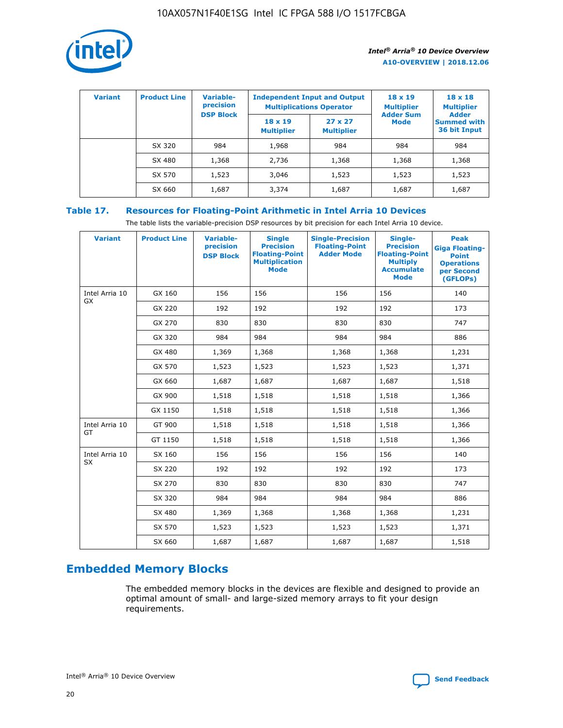| Variant | Product Line | Variable-precision DSP Block | Independent Input and Output Multiplications Operator | | 18 x 19 Multiplier Adder Sum Mode | 18 x 18 Multiplier Adder Summed with 36 bit Input |
|---|---|---|---|---|---|---|
| | | | 18 x 19 Multiplier | 27 x 27 Multiplier | | |
| | SX 320 | 984 | 1,968 | 984 | 984 | 984 |
| | SX 480 | 1,368 | 2,736 | 1,368 | 1,368 | 1,368 |
| | SX 570 | 1,523 | 3,046 | 1,523 | 1,523 | 1,523 |
| | SX 660 | 1,687 | 3,374 | 1,687 | 1,687 | 1,687 |

## Table 17. Resources for Floating-Point Arithmetic in Intel Arria 10 Devices

The table lists the variable-precision DSP resources by bit precision for each Intel Arria 10 device.

| Variant | Product Line | Variable-precision DSP Block | Single Precision Floating-Point Multiplication Mode | Single-Precision Floating-Point Adder Mode | Single-Precision Floating-Point Multiply Accumulate Mode | Peak Giga Floating-Point Operations per Second (GFLOPs) |
|---|---|---|---|---|---|---|
| Intel Arria 10 GX | GX 160 | 156 | 156 | 156 | 156 | 140 |
| | GX 220 | 192 | 192 | 192 | 192 | 173 |
| | GX 270 | 830 | 830 | 830 | 830 | 747 |
| | GX 320 | 984 | 984 | 984 | 984 | 886 |
| | GX 480 | 1,369 | 1,368 | 1,368 | 1,368 | 1,231 |
| | GX 570 | 1,523 | 1,523 | 1,523 | 1,523 | 1,371 |
| | GX 660 | 1,687 | 1,687 | 1,687 | 1,687 | 1,518 |
| | GX 900 | 1,518 | 1,518 | 1,518 | 1,518 | 1,366 |
| | GX 1150 | 1,518 | 1,518 | 1,518 | 1,518 | 1,366 |
| Intel Arria 10 GT | GT 900 | 1,518 | 1,518 | 1,518 | 1,518 | 1,366 |
| | GT 1150 | 1,518 | 1,518 | 1,518 | 1,518 | 1,366 |
| Intel Arria 10 SX | SX 160 | 156 | 156 | 156 | 156 | 140 |
| | SX 220 | 192 | 192 | 192 | 192 | 173 |
| | SX 270 | 830 | 830 | 830 | 830 | 747 |
| | SX 320 | 984 | 984 | 984 | 984 | 886 |
| | SX 480 | 1,369 | 1,368 | 1,368 | 1,368 | 1,231 |
| | SX 570 | 1,523 | 1,523 | 1,523 | 1,523 | 1,371 |
| | SX 660 | 1,687 | 1,687 | 1,687 | 1,687 | 1,518 |

# Embedded Memory Blocks

The embedded memory blocks in the devices are flexible and designed to provide an optimal amount of small- and large-sized memory arrays to fit your design requirements.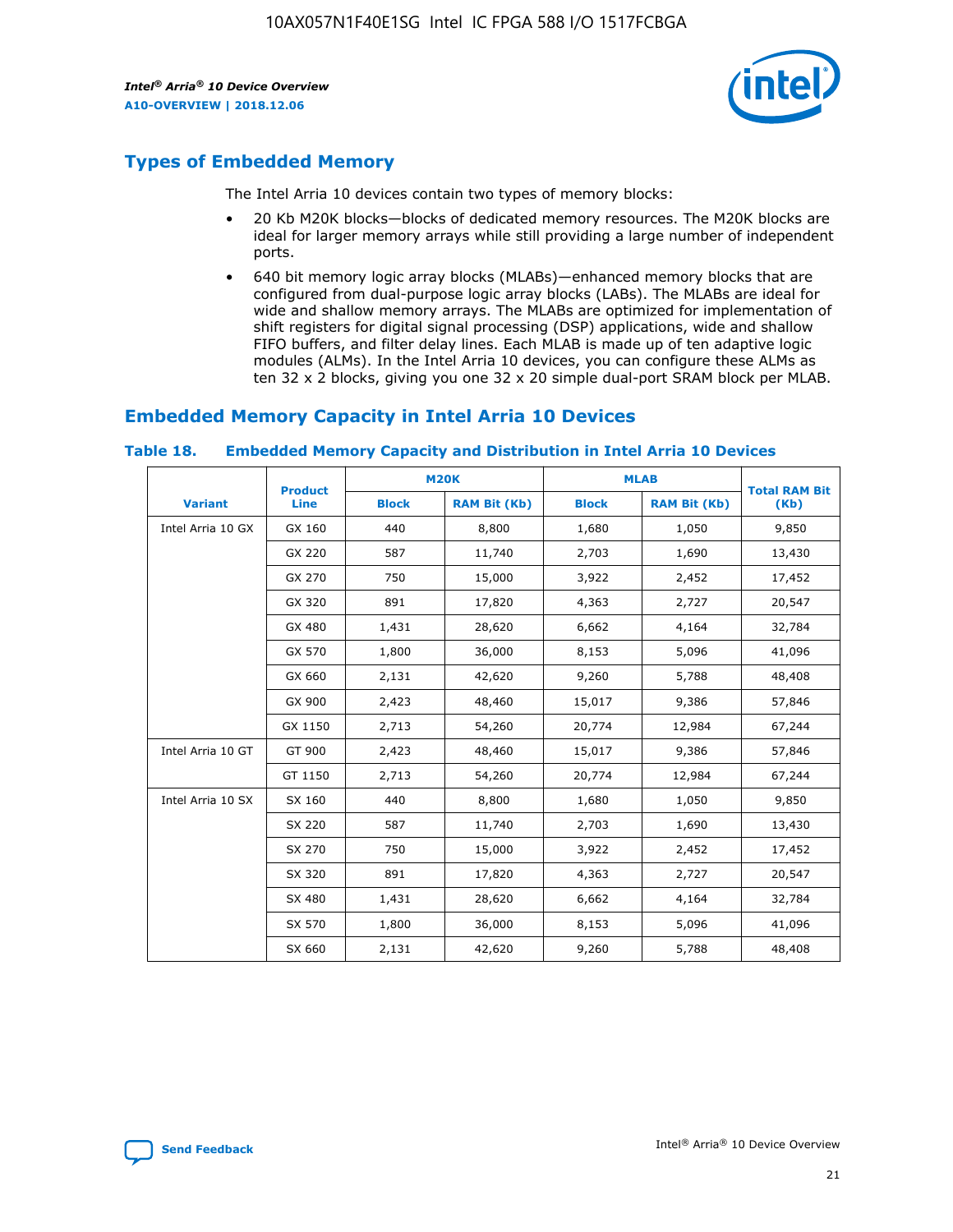## Types of Embedded Memory

The Intel Arria 10 devices contain two types of memory blocks:

- 20 Kb M20K blocks—blocks of dedicated memory resources. The M20K blocks are ideal for larger memory arrays while still providing a large number of independent ports.
- 640 bit memory logic array blocks (MLABs)—enhanced memory blocks that are configured from dual-purpose logic array blocks (LABs). The MLABs are ideal for wide and shallow memory arrays. The MLABs are optimized for implementation of shift registers for digital signal processing (DSP) applications, wide and shallow FIFO buffers, and filter delay lines. Each MLAB is made up of ten adaptive logic modules (ALMs). In the Intel Arria 10 devices, you can configure these ALMs as ten 32 x 2 blocks, giving you one 32 x 20 simple dual-port SRAM block per MLAB.

## Embedded Memory Capacity in Intel Arria 10 Devices

**Table 18. Embedded Memory Capacity and Distribution in Intel Arria 10 Devices**

| Variant | Product Line | M20K | | MLAB | | Total RAM Bit (Kb) |
|---|---|---|---|---|---|---|
| | | Block | RAM Bit (Kb) | Block | RAM Bit (Kb) | |
| Intel Arria 10 GX | GX 160 | 440 | 8,800 | 1,680 | 1,050 | 9,850 |
| | GX 220 | 587 | 11,740 | 2,703 | 1,690 | 13,430 |
| | GX 270 | 750 | 15,000 | 3,922 | 2,452 | 17,452 |
| | GX 320 | 891 | 17,820 | 4,363 | 2,727 | 20,547 |
| | GX 480 | 1,431 | 28,620 | 6,662 | 4,164 | 32,784 |
| | GX 570 | 1,800 | 36,000 | 8,153 | 5,096 | 41,096 |
| | GX 660 | 2,131 | 42,620 | 9,260 | 5,788 | 48,408 |
| | GX 900 | 2,423 | 48,460 | 15,017 | 9,386 | 57,846 |
| | GX 1150 | 2,713 | 54,260 | 20,774 | 12,984 | 67,244 |
| Intel Arria 10 GT | GT 900 | 2,423 | 48,460 | 15,017 | 9,386 | 57,846 |
| | GT 1150 | 2,713 | 54,260 | 20,774 | 12,984 | 67,244 |
| Intel Arria 10 SX | SX 160 | 440 | 8,800 | 1,680 | 1,050 | 9,850 |
| | SX 220 | 587 | 11,740 | 2,703 | 1,690 | 13,430 |
| | SX 270 | 750 | 15,000 | 3,922 | 2,452 | 17,452 |
| | SX 320 | 891 | 17,820 | 4,363 | 2,727 | 20,547 |
| | SX 480 | 1,431 | 28,620 | 6,662 | 4,164 | 32,784 |
| | SX 570 | 1,800 | 36,000 | 8,153 | 5,096 | 41,096 |
| | SX 660 | 2,131 | 42,620 | 9,260 | 5,788 | 48,408 |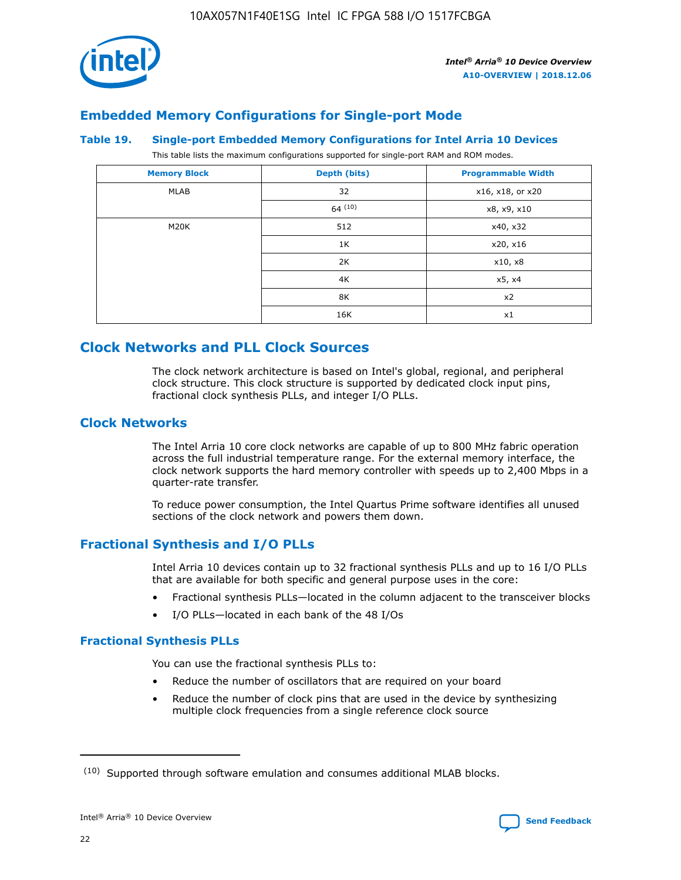## Embedded Memory Configurations for Single-port Mode

### Table 19. Single-port Embedded Memory Configurations for Intel Arria 10 Devices

This table lists the maximum configurations supported for single-port RAM and ROM modes.

| Memory Block | Depth (bits) | Programmable Width |
|---|---|---|
| MLAB | 32 | x16, x18, or x20 |
| | 64 [(10)] | x8, x9, x10 |
| M20K | 512 | x40, x32 |
| | 1K | x20, x16 |
| | 2K | x10, x8 |
| | 4K | x5, x4 |
| | 8K | x2 |
| | 16K | x1 |

## Clock Networks and PLL Clock Sources

The clock network architecture is based on Intel's global, regional, and peripheral clock structure. This clock structure is supported by dedicated clock input pins, fractional clock synthesis PLLs, and integer I/O PLLs.

## Clock Networks

The Intel Arria 10 core clock networks are capable of up to 800 MHz fabric operation across the full industrial temperature range. For the external memory interface, the clock network supports the hard memory controller with speeds up to 2,400 Mbps in a quarter-rate transfer.

To reduce power consumption, the Intel Quartus Prime software identifies all unused sections of the clock network and powers them down.

## Fractional Synthesis and I/O PLLs

Intel Arria 10 devices contain up to 32 fractional synthesis PLLs and up to 16 I/O PLLs that are available for both specific and general purpose uses in the core:

- Fractional synthesis PLLs—located in the column adjacent to the transceiver blocks
- I/O PLLs—located in each bank of the 48 I/Os

### Fractional Synthesis PLLs

You can use the fractional synthesis PLLs to:

- Reduce the number of oscillators that are required on your board
- Reduce the number of clock pins that are used in the device by synthesizing multiple clock frequencies from a single reference clock source

(10) Supported through software emulation and consumes additional MLAB blocks.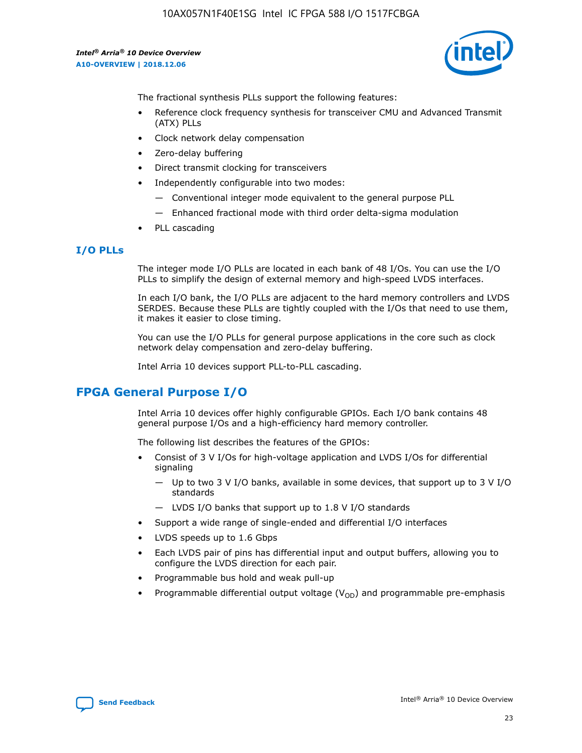The fractional synthesis PLLs support the following features:

- Reference clock frequency synthesis for transceiver CMU and Advanced Transmit (ATX) PLLs
- Clock network delay compensation
- Zero-delay buffering
- Direct transmit clocking for transceivers
- Independently configurable into two modes:
  - — Conventional integer mode equivalent to the general purpose PLL
  - — Enhanced fractional mode with third order delta-sigma modulation
- PLL cascading

### I/O PLLs

The integer mode I/O PLLs are located in each bank of 48 I/Os. You can use the I/O PLLs to simplify the design of external memory and high-speed LVDS interfaces.

In each I/O bank, the I/O PLLs are adjacent to the hard memory controllers and LVDS SERDES. Because these PLLs are tightly coupled with the I/Os that need to use them, it makes it easier to close timing.

You can use the I/O PLLs for general purpose applications in the core such as clock network delay compensation and zero-delay buffering.

Intel Arria 10 devices support PLL-to-PLL cascading.

## FPGA General Purpose I/O

Intel Arria 10 devices offer highly configurable GPIOs. Each I/O bank contains 48 general purpose I/Os and a high-efficiency hard memory controller.

The following list describes the features of the GPIOs:

- Consist of 3 V I/Os for high-voltage application and LVDS I/Os for differential signaling
  - — Up to two 3 V I/O banks, available in some devices, that support up to 3 V I/O standards
  - — LVDS I/O banks that support up to 1.8 V I/O standards
- Support a wide range of single-ended and differential I/O interfaces
- LVDS speeds up to 1.6 Gbps
- Each LVDS pair of pins has differential input and output buffers, allowing you to configure the LVDS direction for each pair.
- Programmable bus hold and weak pull-up
- Programmable differential output voltage ($V_{OD}$) and programmable pre-emphasis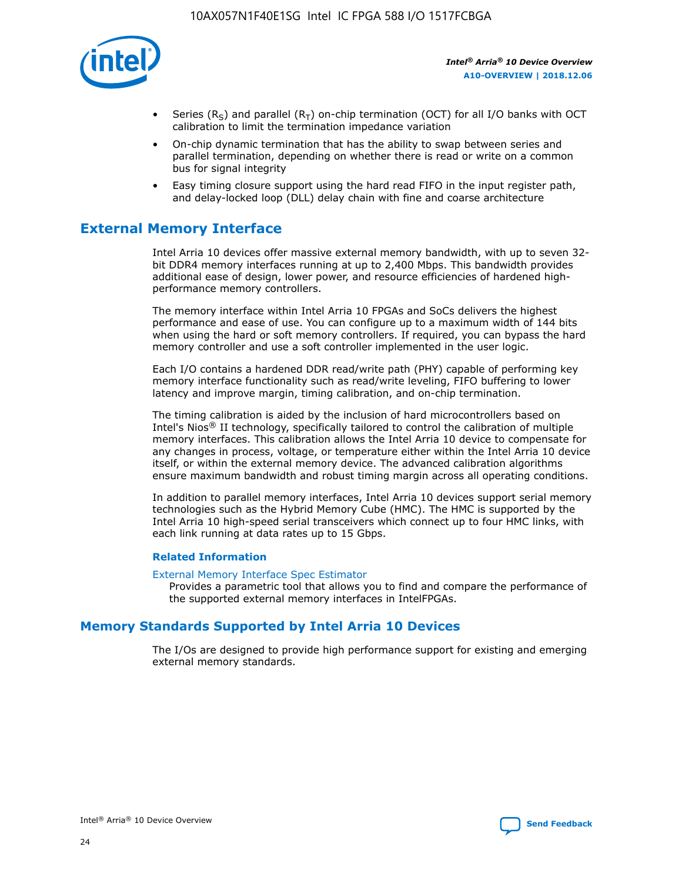- Series ($R_S$) and parallel ($R_T$) on-chip termination (OCT) for all I/O banks with OCT calibration to limit the termination impedance variation
- On-chip dynamic termination that has the ability to swap between series and parallel termination, depending on whether there is read or write on a common bus for signal integrity
- Easy timing closure support using the hard read FIFO in the input register path, and delay-locked loop (DLL) delay chain with fine and coarse architecture

## External Memory Interface

Intel Arria 10 devices offer massive external memory bandwidth, with up to seven 32-bit DDR4 memory interfaces running at up to 2,400 Mbps. This bandwidth provides additional ease of design, lower power, and resource efficiencies of hardened high-performance memory controllers.

The memory interface within Intel Arria 10 FPGAs and SoCs delivers the highest performance and ease of use. You can configure up to a maximum width of 144 bits when using the hard or soft memory controllers. If required, you can bypass the hard memory controller and use a soft controller implemented in the user logic.

Each I/O contains a hardened DDR read/write path (PHY) capable of performing key memory interface functionality such as read/write leveling, FIFO buffering to lower latency and improve margin, timing calibration, and on-chip termination.

The timing calibration is aided by the inclusion of hard microcontrollers based on Intel's Nios® II technology, specifically tailored to control the calibration of multiple memory interfaces. This calibration allows the Intel Arria 10 device to compensate for any changes in process, voltage, or temperature either within the Intel Arria 10 device itself, or within the external memory device. The advanced calibration algorithms ensure maximum bandwidth and robust timing margin across all operating conditions.

In addition to parallel memory interfaces, Intel Arria 10 devices support serial memory technologies such as the Hybrid Memory Cube (HMC). The HMC is supported by the Intel Arria 10 high-speed serial transceivers which connect up to four HMC links, with each link running at data rates up to 15 Gbps.

### Related Information

External Memory Interface Spec Estimator
: Provides a parametric tool that allows you to find and compare the performance of the supported external memory interfaces in IntelFPGAs.

## Memory Standards Supported by Intel Arria 10 Devices

The I/Os are designed to provide high performance support for existing and emerging external memory standards.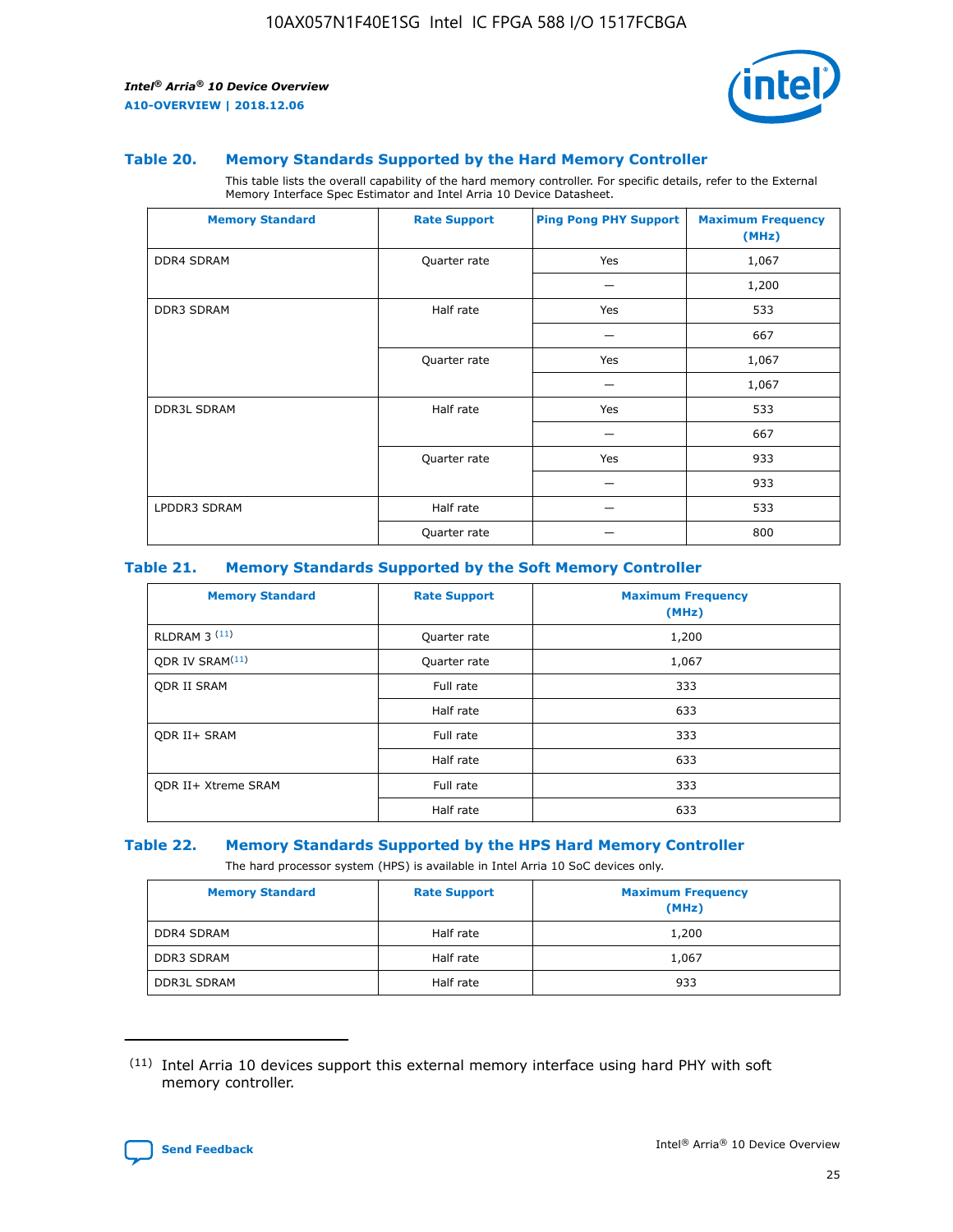### Table 20. Memory Standards Supported by the Hard Memory Controller

This table lists the overall capability of the hard memory controller. For specific details, refer to the External Memory Interface Spec Estimator and Intel Arria 10 Device Datasheet.

| Memory Standard | Rate Support | Ping Pong PHY Support | Maximum Frequency (MHz) |
|---|---|---|---|
| DDR4 SDRAM | Quarter rate | Yes | 1,067 |
| | | — | 1,200 |
| DDR3 SDRAM | Half rate | Yes | 533 |
| | | — | 667 |
| | Quarter rate | Yes | 1,067 |
| | | — | 1,067 |
| DDR3L SDRAM | Half rate | Yes | 533 |
| | | — | 667 |
| | Quarter rate | Yes | 933 |
| | | — | 933 |
| LPDDR3 SDRAM | Half rate | — | 533 |
| | Quarter rate | — | 800 |

### Table 21. Memory Standards Supported by the Soft Memory Controller

| Memory Standard | Rate Support | Maximum Frequency (MHz) |
|---|---|---|
| RLDRAM 3 [11] | Quarter rate | 1,200 |
| QDR IV SRAM[11] | Quarter rate | 1,067 |
| QDR II SRAM | Full rate | 333 |
| | Half rate | 633 |
| QDR II+ SRAM | Full rate | 333 |
| | Half rate | 633 |
| QDR II+ Xtreme SRAM | Full rate | 333 |
| | Half rate | 633 |

### Table 22. Memory Standards Supported by the HPS Hard Memory Controller

The hard processor system (HPS) is available in Intel Arria 10 SoC devices only.

| Memory Standard | Rate Support | Maximum Frequency (MHz) |
|---|---|---|
| DDR4 SDRAM | Half rate | 1,200 |
| DDR3 SDRAM | Half rate | 1,067 |
| DDR3L SDRAM | Half rate | 933 |

(11) Intel Arria 10 devices support this external memory interface using hard PHY with soft memory controller.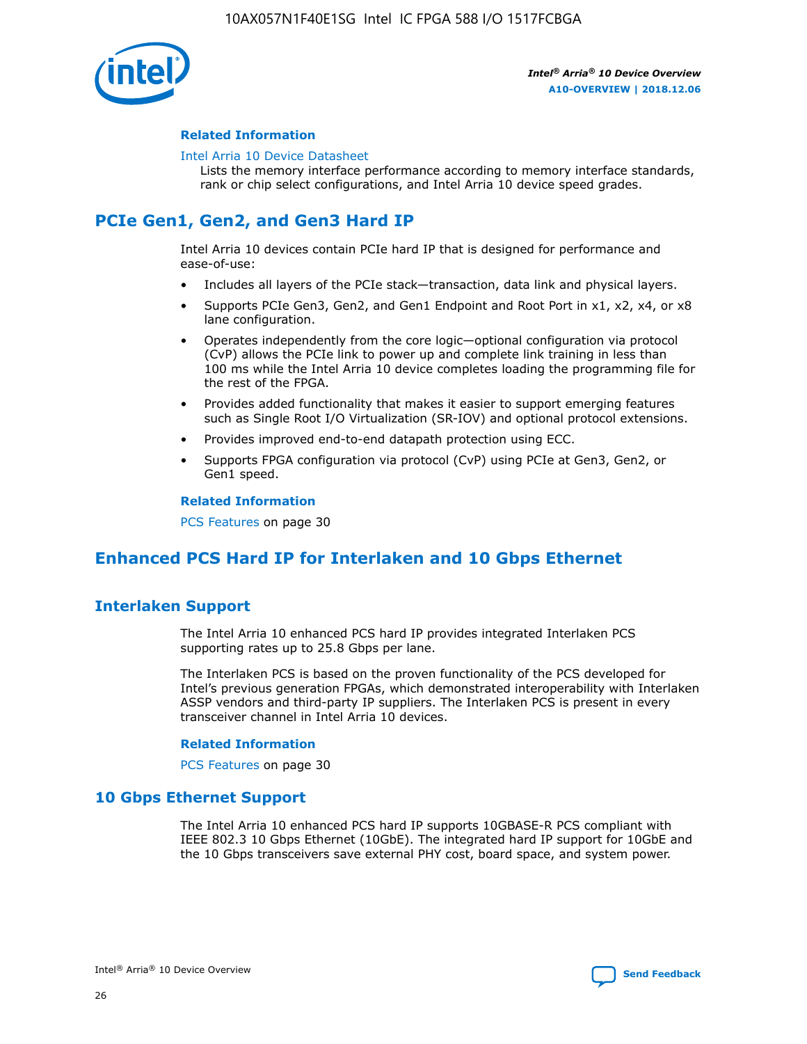#### Related Information

Intel Arria 10 Device Datasheet
Lists the memory interface performance according to memory interface standards, rank or chip select configurations, and Intel Arria 10 device speed grades.

## PCIe Gen1, Gen2, and Gen3 Hard IP

Intel Arria 10 devices contain PCIe hard IP that is designed for performance and ease-of-use:

- Includes all layers of the PCIe stack—transaction, data link and physical layers.
- Supports PCIe Gen3, Gen2, and Gen1 Endpoint and Root Port in x1, x2, x4, or x8 lane configuration.
- Operates independently from the core logic—optional configuration via protocol (CvP) allows the PCIe link to power up and complete link training in less than 100 ms while the Intel Arria 10 device completes loading the programming file for the rest of the FPGA.
- Provides added functionality that makes it easier to support emerging features such as Single Root I/O Virtualization (SR-IOV) and optional protocol extensions.
- Provides improved end-to-end datapath protection using ECC.
- Supports FPGA configuration via protocol (CvP) using PCIe at Gen3, Gen2, or Gen1 speed.

#### Related Information

PCS Features on page 30

## Enhanced PCS Hard IP for Interlaken and 10 Gbps Ethernet

### Interlaken Support

The Intel Arria 10 enhanced PCS hard IP provides integrated Interlaken PCS supporting rates up to 25.8 Gbps per lane.

The Interlaken PCS is based on the proven functionality of the PCS developed for Intel's previous generation FPGAs, which demonstrated interoperability with Interlaken ASSP vendors and third-party IP suppliers. The Interlaken PCS is present in every transceiver channel in Intel Arria 10 devices.

#### Related Information

PCS Features on page 30

### 10 Gbps Ethernet Support

The Intel Arria 10 enhanced PCS hard IP supports 10GBASE-R PCS compliant with IEEE 802.3 10 Gbps Ethernet (10GbE). The integrated hard IP support for 10GbE and the 10 Gbps transceivers save external PHY cost, board space, and system power.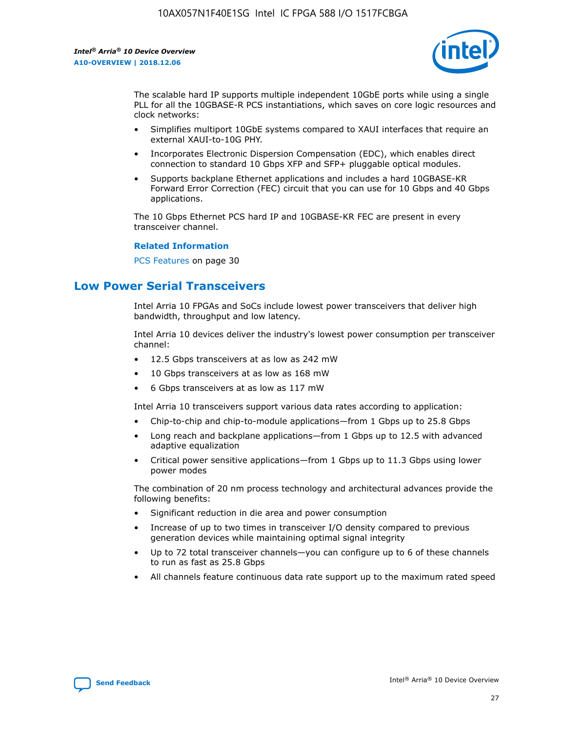The scalable hard IP supports multiple independent 10GbE ports while using a single PLL for all the 10GBASE-R PCS instantiations, which saves on core logic resources and clock networks:

- Simplifies multiport 10GbE systems compared to XAUI interfaces that require an external XAUI-to-10G PHY.
- Incorporates Electronic Dispersion Compensation (EDC), which enables direct connection to standard 10 Gbps XFP and SFP+ pluggable optical modules.
- Supports backplane Ethernet applications and includes a hard 10GBASE-KR Forward Error Correction (FEC) circuit that you can use for 10 Gbps and 40 Gbps applications.

The 10 Gbps Ethernet PCS hard IP and 10GBASE-KR FEC are present in every transceiver channel.

**Related Information**

PCS Features on page 30

## Low Power Serial Transceivers

Intel Arria 10 FPGAs and SoCs include lowest power transceivers that deliver high bandwidth, throughput and low latency.

Intel Arria 10 devices deliver the industry's lowest power consumption per transceiver channel:

- 12.5 Gbps transceivers at as low as 242 mW
- 10 Gbps transceivers at as low as 168 mW
- 6 Gbps transceivers at as low as 117 mW

Intel Arria 10 transceivers support various data rates according to application:

- Chip-to-chip and chip-to-module applications—from 1 Gbps up to 25.8 Gbps
- Long reach and backplane applications—from 1 Gbps up to 12.5 with advanced adaptive equalization
- Critical power sensitive applications—from 1 Gbps up to 11.3 Gbps using lower power modes

The combination of 20 nm process technology and architectural advances provide the following benefits:

- Significant reduction in die area and power consumption
- Increase of up to two times in transceiver I/O density compared to previous generation devices while maintaining optimal signal integrity
- Up to 72 total transceiver channels—you can configure up to 6 of these channels to run as fast as 25.8 Gbps
- All channels feature continuous data rate support up to the maximum rated speed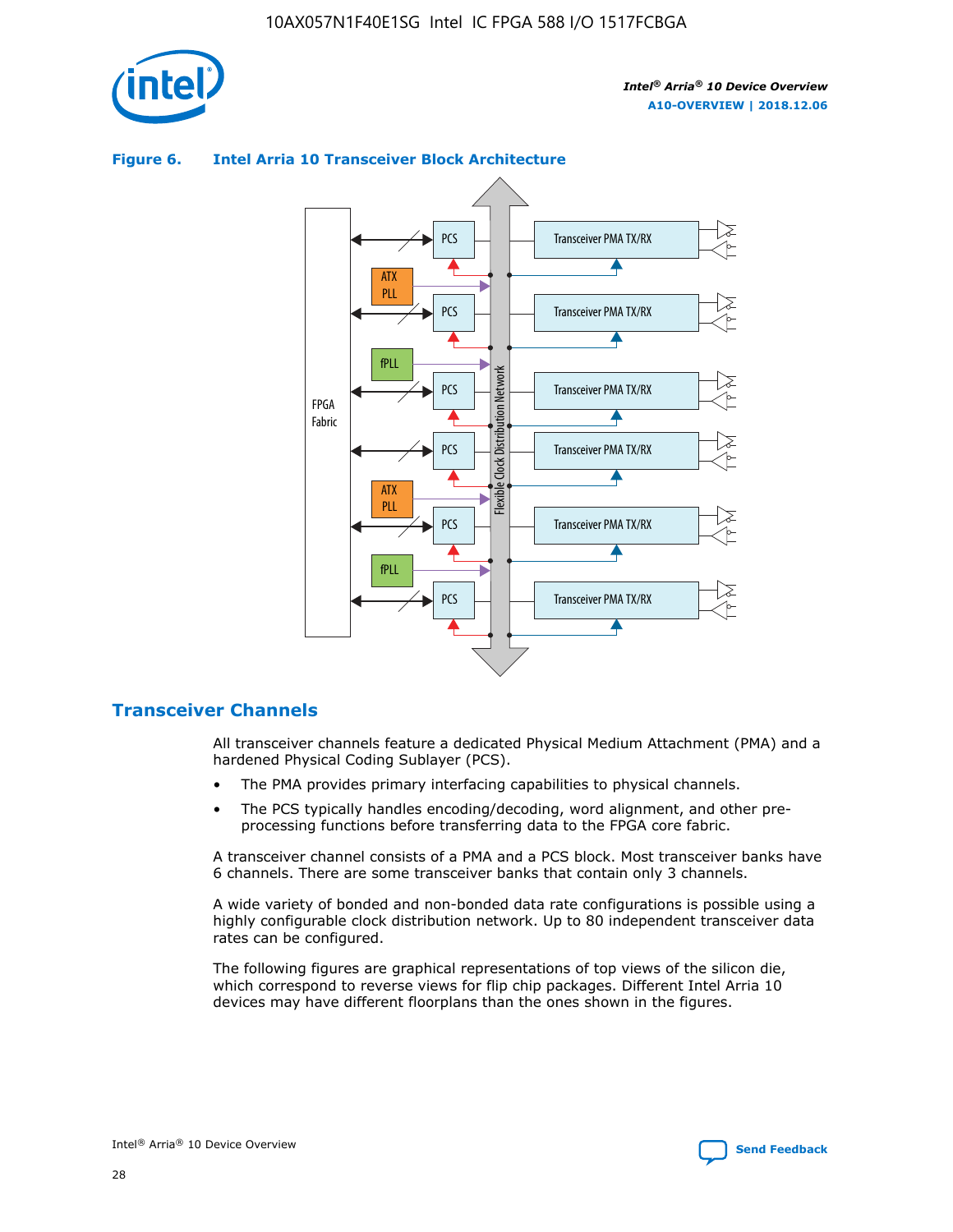**Figure 6. Intel Arria 10 Transceiver Block Architecture**

## Transceiver Channels

All transceiver channels feature a dedicated Physical Medium Attachment (PMA) and a hardened Physical Coding Sublayer (PCS).

- The PMA provides primary interfacing capabilities to physical channels.
- The PCS typically handles encoding/decoding, word alignment, and other pre-processing functions before transferring data to the FPGA core fabric.

A transceiver channel consists of a PMA and a PCS block. Most transceiver banks have 6 channels. There are some transceiver banks that contain only 3 channels.

A wide variety of bonded and non-bonded data rate configurations is possible using a highly configurable clock distribution network. Up to 80 independent transceiver data rates can be configured.

The following figures are graphical representations of top views of the silicon die, which correspond to reverse views for flip chip packages. Different Intel Arria 10 devices may have different floorplans than the ones shown in the figures.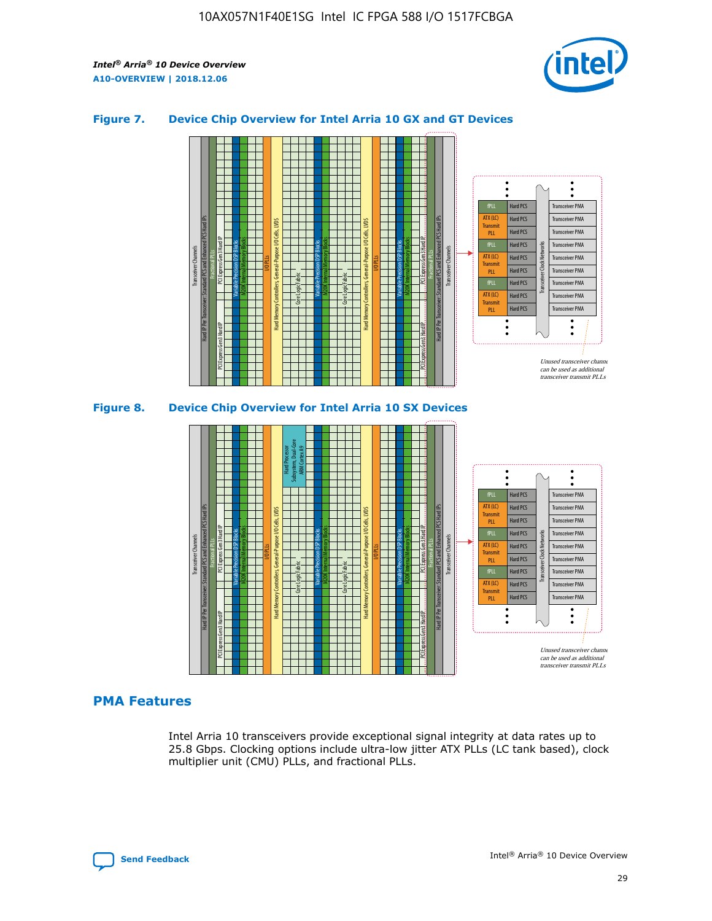### Figure 7. Device Chip Overview for Intel Arria 10 GX and GT Devices

### Figure 8. Device Chip Overview for Intel Arria 10 SX Devices

## PMA Features

Intel Arria 10 transceivers provide exceptional signal integrity at data rates up to 25.8 Gbps. Clocking options include ultra-low jitter ATX PLLs (LC tank based), clock multiplier unit (CMU) PLLs, and fractional PLLs.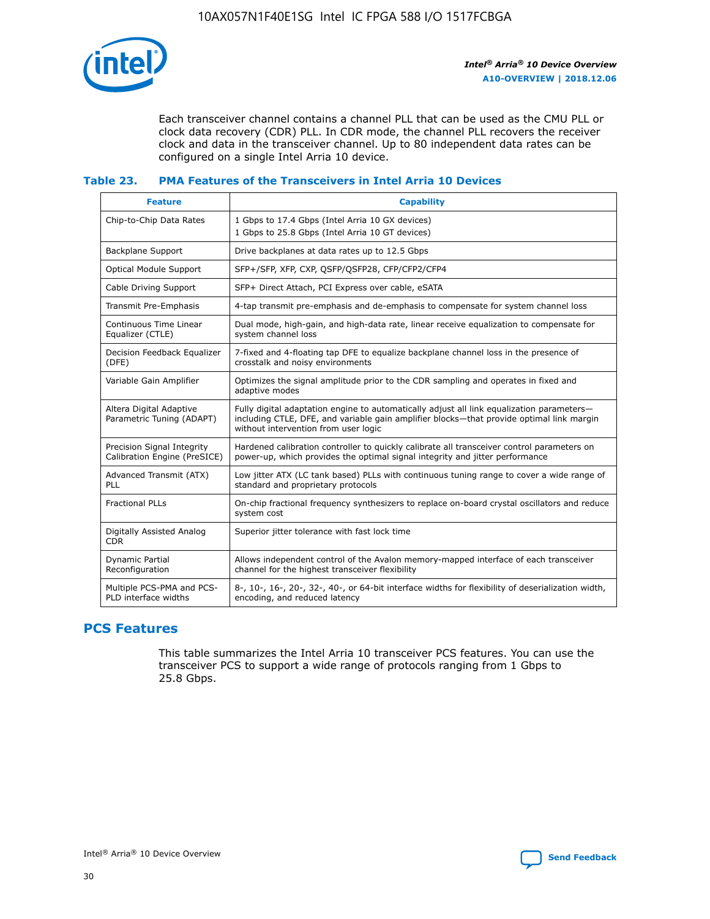Each transceiver channel contains a channel PLL that can be used as the CMU PLL or clock data recovery (CDR) PLL. In CDR mode, the channel PLL recovers the receiver clock and data in the transceiver channel. Up to 80 independent data rates can be configured on a single Intel Arria 10 device.

### Table 23. PMA Features of the Transceivers in Intel Arria 10 Devices

| Feature | Capability |
| --- | --- |
| Chip-to-Chip Data Rates | 1 Gbps to 17.4 Gbps (Intel Arria 10 GX devices)<br>1 Gbps to 25.8 Gbps (Intel Arria 10 GT devices) |
| Backplane Support | Drive backplanes at data rates up to 12.5 Gbps |
| Optical Module Support | SFP+/SFP, XFP, CXP, QSFP/QSFP28, CFP/CFP2/CFP4 |
| Cable Driving Support | SFP+ Direct Attach, PCI Express over cable, eSATA |
| Transmit Pre-Emphasis | 4-tap transmit pre-emphasis and de-emphasis to compensate for system channel loss |
| Continuous Time Linear Equalizer (CTLE) | Dual mode, high-gain, and high-data rate, linear receive equalization to compensate for system channel loss |
| Decision Feedback Equalizer (DFE) | 7-fixed and 4-floating tap DFE to equalize backplane channel loss in the presence of crosstalk and noisy environments |
| Variable Gain Amplifier | Optimizes the signal amplitude prior to the CDR sampling and operates in fixed and adaptive modes |
| Altera Digital Adaptive Parametric Tuning (ADAPT) | Fully digital adaptation engine to automatically adjust all link equalization parameters—including CTLE, DFE, and variable gain amplifier blocks—that provide optimal link margin without intervention from user logic |
| Precision Signal Integrity Calibration Engine (PreSICE) | Hardened calibration controller to quickly calibrate all transceiver control parameters on power-up, which provides the optimal signal integrity and jitter performance |
| Advanced Transmit (ATX) PLL | Low jitter ATX (LC tank based) PLLs with continuous tuning range to cover a wide range of standard and proprietary protocols |
| Fractional PLLs | On-chip fractional frequency synthesizers to replace on-board crystal oscillators and reduce system cost |
| Digitally Assisted Analog CDR | Superior jitter tolerance with fast lock time |
| Dynamic Partial Reconfiguration | Allows independent control of the Avalon memory-mapped interface of each transceiver channel for the highest transceiver flexibility |
| Multiple PCS-PMA and PCS-PLD interface widths | 8-, 10-, 16-, 20-, 32-, 40-, or 64-bit interface widths for flexibility of deserialization width, encoding, and reduced latency |

## PCS Features

This table summarizes the Intel Arria 10 transceiver PCS features. You can use the transceiver PCS to support a wide range of protocols ranging from 1 Gbps to 25.8 Gbps.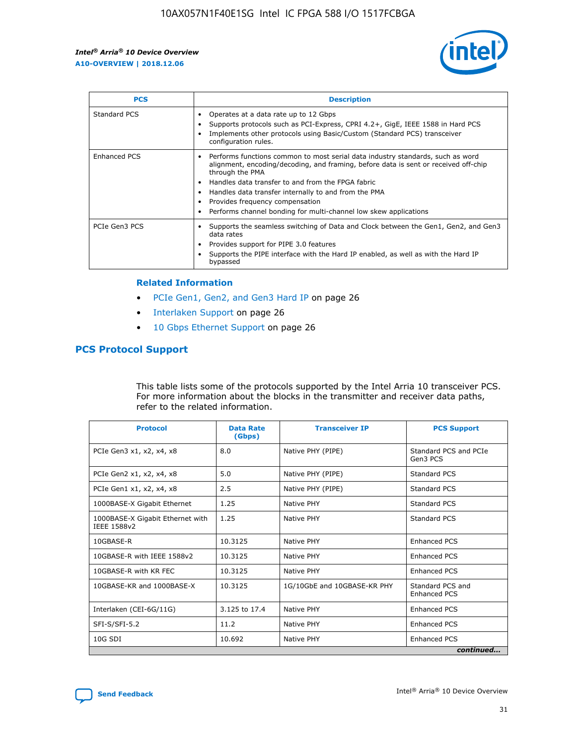| PCS | Description |
| --- | --- |
| Standard PCS | • Operates at a data rate up to 12 Gbps<br>• Supports protocols such as PCI-Express, CPRI 4.2+, GigE, IEEE 1588 in Hard PCS<br>• Implements other protocols using Basic/Custom (Standard PCS) transceiver configuration rules. |
| Enhanced PCS | • Performs functions common to most serial data industry standards, such as word alignment, encoding/decoding, and framing, before data is sent or received off-chip through the PMA<br>• Handles data transfer to and from the FPGA fabric<br>• Handles data transfer internally to and from the PMA<br>• Provides frequency compensation<br>• Performs channel bonding for multi-channel low skew applications |
| PCIe Gen3 PCS | • Supports the seamless switching of Data and Clock between the Gen1, Gen2, and Gen3 data rates<br>• Provides support for PIPE 3.0 features<br>• Supports the PIPE interface with the Hard IP enabled, as well as with the Hard IP bypassed |

### Related Information

- PCIe Gen1, Gen2, and Gen3 Hard IP on page 26
- Interlaken Support on page 26
- 10 Gbps Ethernet Support on page 26

## PCS Protocol Support

This table lists some of the protocols supported by the Intel Arria 10 transceiver PCS. For more information about the blocks in the transmitter and receiver data paths, refer to the related information.

| Protocol | Data Rate (Gbps) | Transceiver IP | PCS Support |
| --- | --- | --- | --- |
| PCIe Gen3 x1, x2, x4, x8 | 8.0 | Native PHY (PIPE) | Standard PCS and PCIe Gen3 PCS |
| PCIe Gen2 x1, x2, x4, x8 | 5.0 | Native PHY (PIPE) | Standard PCS |
| PCIe Gen1 x1, x2, x4, x8 | 2.5 | Native PHY (PIPE) | Standard PCS |
| 1000BASE-X Gigabit Ethernet | 1.25 | Native PHY | Standard PCS |
| 1000BASE-X Gigabit Ethernet with IEEE 1588v2 | 1.25 | Native PHY | Standard PCS |
| 10GBASE-R | 10.3125 | Native PHY | Enhanced PCS |
| 10GBASE-R with IEEE 1588v2 | 10.3125 | Native PHY | Enhanced PCS |
| 10GBASE-R with KR FEC | 10.3125 | Native PHY | Enhanced PCS |
| 10GBASE-KR and 1000BASE-X | 10.3125 | 1G/10GbE and 10GBASE-KR PHY | Standard PCS and Enhanced PCS |
| Interlaken (CEI-6G/11G) | 3.125 to 17.4 | Native PHY | Enhanced PCS |
| SFI-S/SFI-5.2 | 11.2 | Native PHY | Enhanced PCS |
| 10G SDI | 10.692 | Native PHY | Enhanced PCS |

*continued...*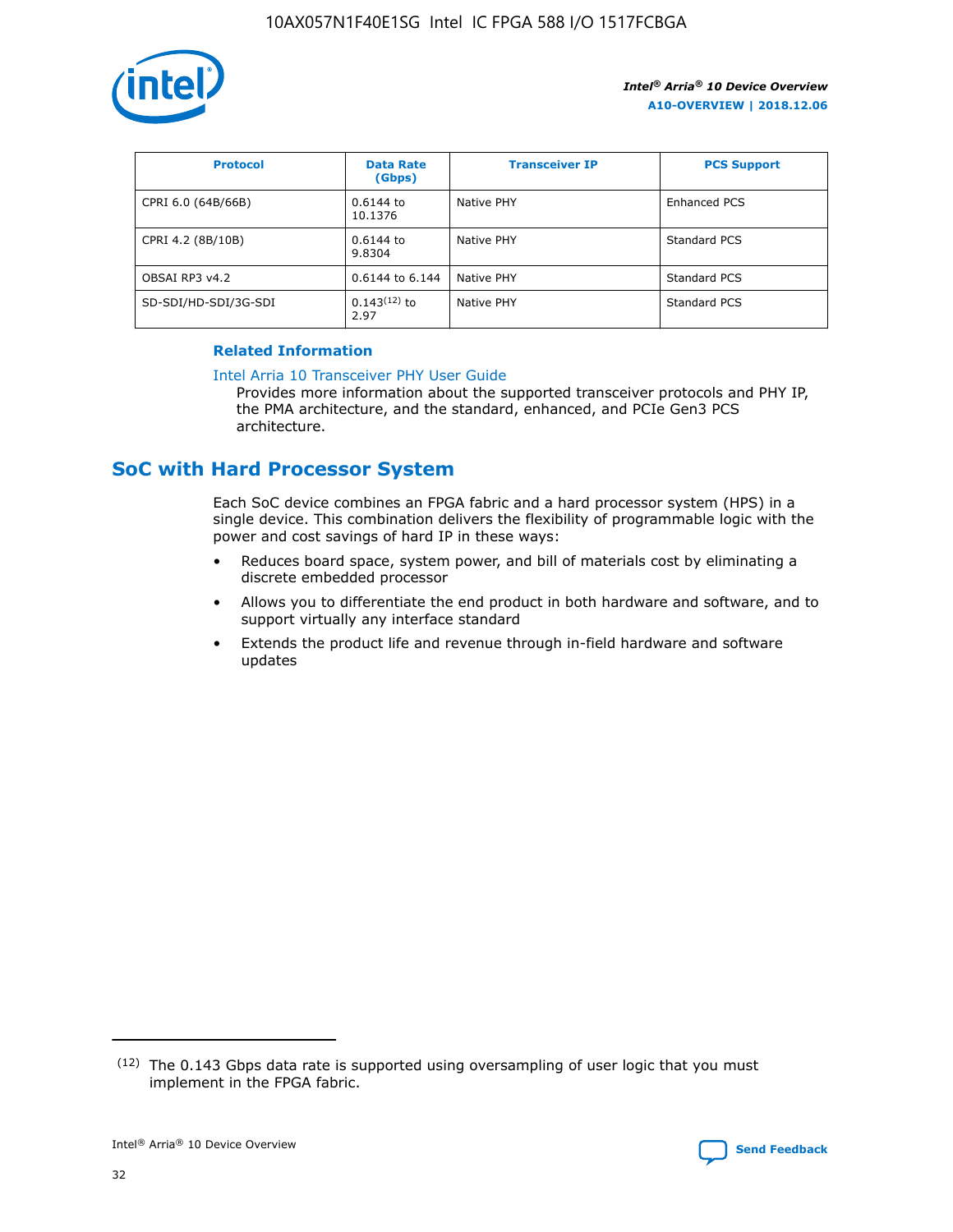| Protocol | Data Rate (Gbps) | Transceiver IP | PCS Support |
| --- | --- | --- | --- |
| CPRI 6.0 (64B/66B) | 0.6144 to 10.1376 | Native PHY | Enhanced PCS |
| CPRI 4.2 (8B/10B) | 0.6144 to 9.8304 | Native PHY | Standard PCS |
| OBSAI RP3 v4.2 | 0.6144 to 6.144 | Native PHY | Standard PCS |
| SD-SDI/HD-SDI/3G-SDI | 0.143[12] to 2.97 | Native PHY | Standard PCS |

**Related Information**

Intel Arria 10 Transceiver PHY User Guide
Provides more information about the supported transceiver protocols and PHY IP, the PMA architecture, and the standard, enhanced, and PCIe Gen3 PCS architecture.

## SoC with Hard Processor System

Each SoC device combines an FPGA fabric and a hard processor system (HPS) in a single device. This combination delivers the flexibility of programmable logic with the power and cost savings of hard IP in these ways:

- Reduces board space, system power, and bill of materials cost by eliminating a discrete embedded processor
- Allows you to differentiate the end product in both hardware and software, and to support virtually any interface standard
- Extends the product life and revenue through in-field hardware and software updates

(12) The 0.143 Gbps data rate is supported using oversampling of user logic that you must implement in the FPGA fabric.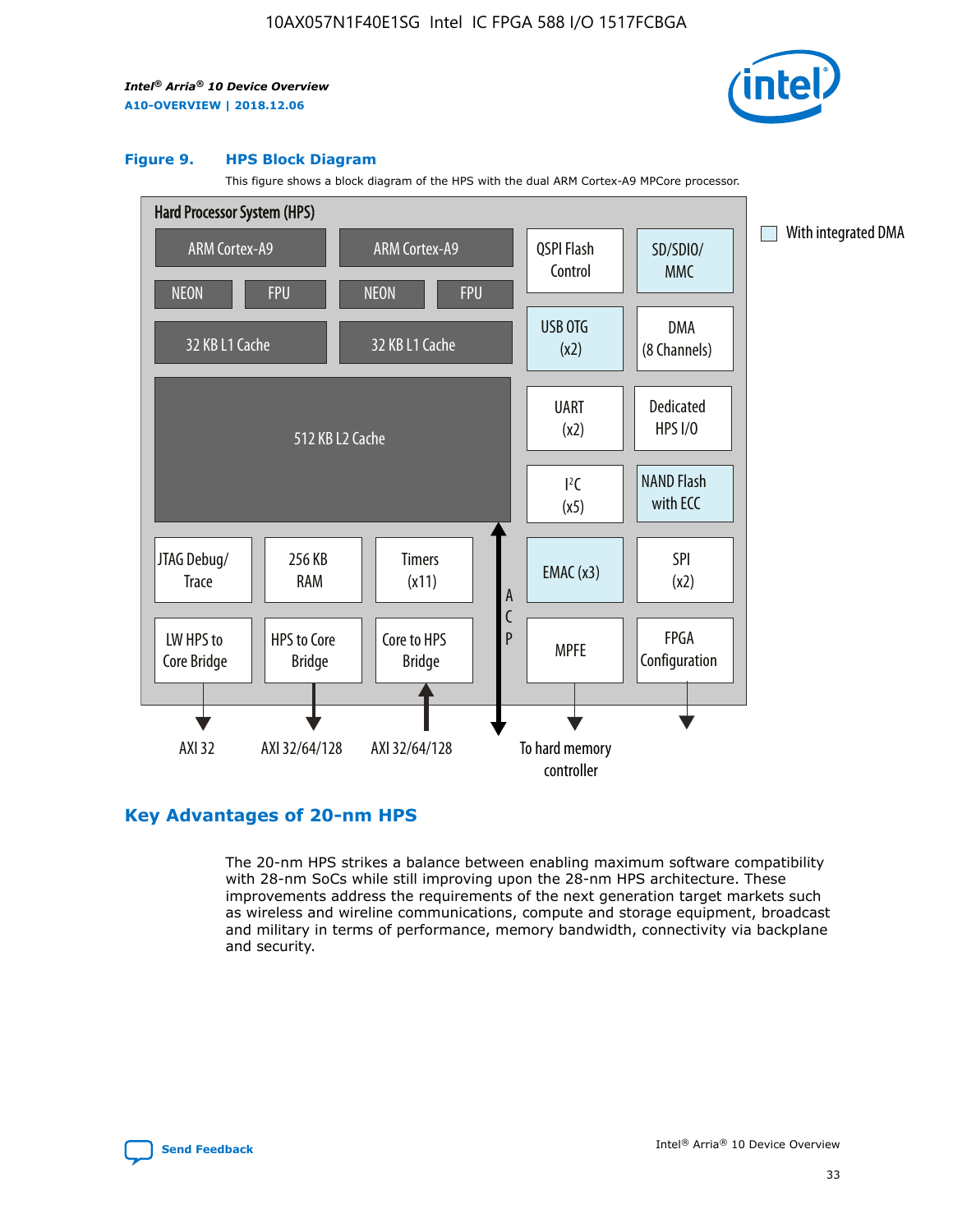**Figure 9. HPS Block Diagram**

This figure shows a block diagram of the HPS with the dual ARM Cortex-A9 MPCore processor.

Hard Processor System (HPS)

ARM Cortex-A9 | ARM Cortex-A9 | QSPI Flash Control | SD/SDIO/MMC

NEON | FPU | NEON | FPU

32 KB L1 Cache | 32 KB L1 Cache | USB OTG (x2) | DMA (8 Channels)

512 KB L2 Cache | UART (x2) | Dedicated HPS I/O | I²C (x5) | NAND Flash with ECC

JTAG Debug/Trace | 256 KB RAM | Timers (x11) | EMAC (x3) | SPI (x2)

LW HPS to Core Bridge | HPS to Core Bridge | Core to HPS Bridge | ACP | MPFE | FPGA Configuration

AXI 32 | AXI 32/64/128 | AXI 32/64/128 | To hard memory controller

With integrated DMA

## Key Advantages of 20-nm HPS

The 20-nm HPS strikes a balance between enabling maximum software compatibility with 28-nm SoCs while still improving upon the 28-nm HPS architecture. These improvements address the requirements of the next generation target markets such as wireless and wireline communications, compute and storage equipment, broadcast and military in terms of performance, memory bandwidth, connectivity via backplane and security.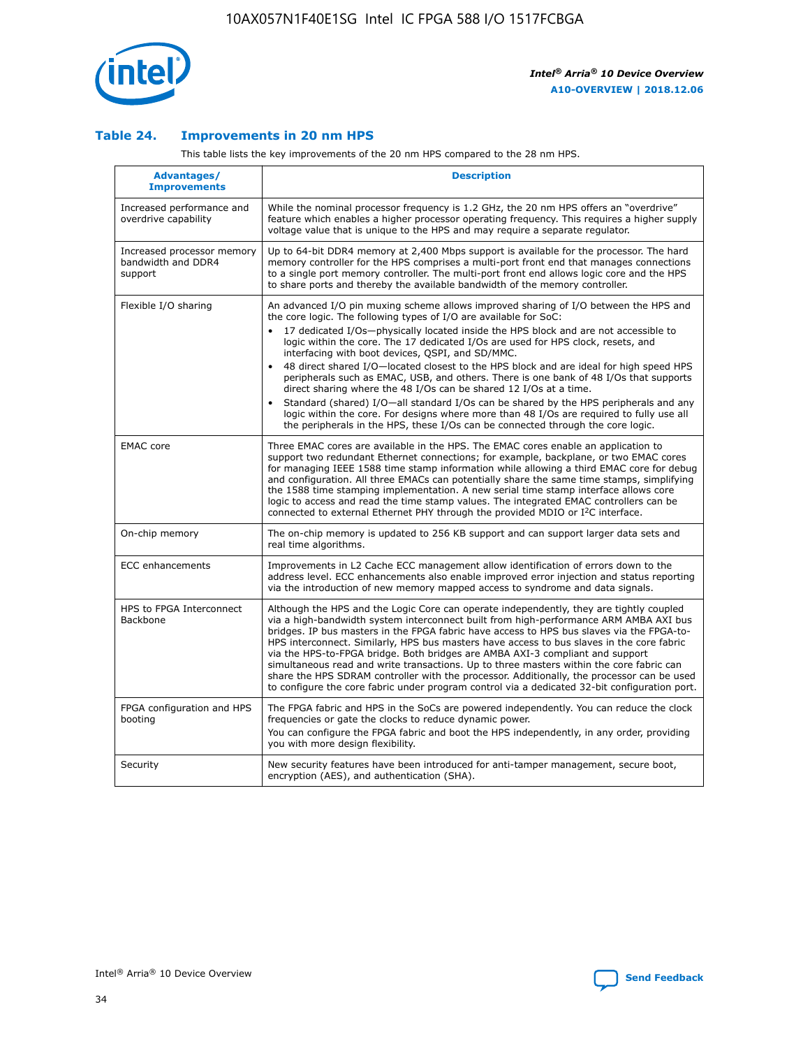## Table 24. Improvements in 20 nm HPS

This table lists the key improvements of the 20 nm HPS compared to the 28 nm HPS.

| Advantages/ Improvements | Description |
| --- | --- |
| Increased performance and overdrive capability | While the nominal processor frequency is 1.2 GHz, the 20 nm HPS offers an "overdrive" feature which enables a higher processor operating frequency. This requires a higher supply voltage value that is unique to the HPS and may require a separate regulator. |
| Increased processor memory bandwidth and DDR4 support | Up to 64-bit DDR4 memory at 2,400 Mbps support is available for the processor. The hard memory controller for the HPS comprises a multi-port front end that manages connections to a single port memory controller. The multi-port front end allows logic core and the HPS to share ports and thereby the available bandwidth of the memory controller. |
| Flexible I/O sharing | An advanced I/O pin muxing scheme allows improved sharing of I/O between the HPS and the core logic. The following types of I/O are available for SoC: • 17 dedicated I/Os—physically located inside the HPS block and are not accessible to logic within the core. The 17 dedicated I/Os are used for HPS clock, resets, and interfacing with boot devices, QSPI, and SD/MMC. • 48 direct shared I/O—located closest to the HPS block and are ideal for high speed HPS peripherals such as EMAC, USB, and others. There is one bank of 48 I/Os that supports direct sharing where the 48 I/Os can be shared 12 I/Os at a time. • Standard (shared) I/O—all standard I/Os can be shared by the HPS peripherals and any logic within the core. For designs where more than 48 I/Os are required to fully use all the peripherals in the HPS, these I/Os can be connected through the core logic. |
| EMAC core | Three EMAC cores are available in the HPS. The EMAC cores enable an application to support two redundant Ethernet connections; for example, backplane, or two EMAC cores for managing IEEE 1588 time stamp information while allowing a third EMAC core for debug and configuration. All three EMACs can potentially share the same time stamps, simplifying the 1588 time stamping implementation. A new serial time stamp interface allows core logic to access and read the time stamp values. The integrated EMAC controllers can be connected to external Ethernet PHY through the provided MDIO or I$^2$C interface. |
| On-chip memory | The on-chip memory is updated to 256 KB support and can support larger data sets and real time algorithms. |
| ECC enhancements | Improvements in L2 Cache ECC management allow identification of errors down to the address level. ECC enhancements also enable improved error injection and status reporting via the introduction of new memory mapped access to syndrome and data signals. |
| HPS to FPGA Interconnect Backbone | Although the HPS and the Logic Core can operate independently, they are tightly coupled via a high-bandwidth system interconnect built from high-performance ARM AMBA AXI bus bridges. IP bus masters in the FPGA fabric have access to HPS bus slaves via the FPGA-to-HPS interconnect. Similarly, HPS bus masters have access to bus slaves in the core fabric via the HPS-to-FPGA bridge. Both bridges are AMBA AXI-3 compliant and support simultaneous read and write transactions. Up to three masters within the core fabric can share the HPS SDRAM controller with the processor. Additionally, the processor can be used to configure the core fabric under program control via a dedicated 32-bit configuration port. |
| FPGA configuration and HPS booting | The FPGA fabric and HPS in the SoCs are powered independently. You can reduce the clock frequencies or gate the clocks to reduce dynamic power. You can configure the FPGA fabric and boot the HPS independently, in any order, providing you with more design flexibility. |
| Security | New security features have been introduced for anti-tamper management, secure boot, encryption (AES), and authentication (SHA). |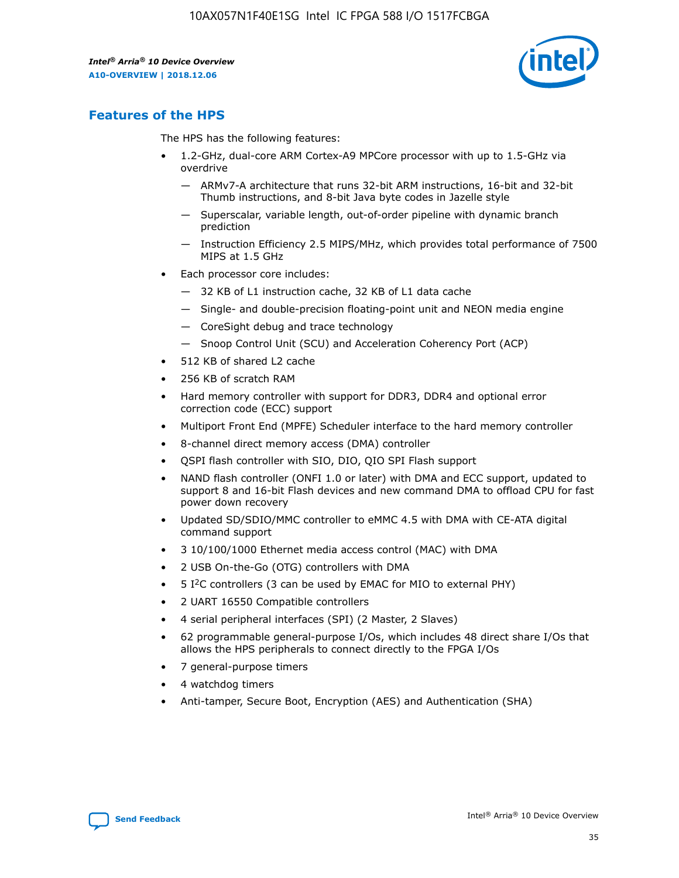## Features of the HPS

The HPS has the following features:

- 1.2-GHz, dual-core ARM Cortex-A9 MPCore processor with up to 1.5-GHz via overdrive
    - — ARMv7-A architecture that runs 32-bit ARM instructions, 16-bit and 32-bit Thumb instructions, and 8-bit Java byte codes in Jazelle style
    - — Superscalar, variable length, out-of-order pipeline with dynamic branch prediction
    - — Instruction Efficiency 2.5 MIPS/MHz, which provides total performance of 7500 MIPS at 1.5 GHz
- Each processor core includes:
    - — 32 KB of L1 instruction cache, 32 KB of L1 data cache
    - — Single- and double-precision floating-point unit and NEON media engine
    - — CoreSight debug and trace technology
    - — Snoop Control Unit (SCU) and Acceleration Coherency Port (ACP)
- 512 KB of shared L2 cache
- 256 KB of scratch RAM
- Hard memory controller with support for DDR3, DDR4 and optional error correction code (ECC) support
- Multiport Front End (MPFE) Scheduler interface to the hard memory controller
- 8-channel direct memory access (DMA) controller
- QSPI flash controller with SIO, DIO, QIO SPI Flash support
- NAND flash controller (ONFI 1.0 or later) with DMA and ECC support, updated to support 8 and 16-bit Flash devices and new command DMA to offload CPU for fast power down recovery
- Updated SD/SDIO/MMC controller to eMMC 4.5 with DMA with CE-ATA digital command support
- 3 10/100/1000 Ethernet media access control (MAC) with DMA
- 2 USB On-the-Go (OTG) controllers with DMA
- 5 I²C controllers (3 can be used by EMAC for MIO to external PHY)
- 2 UART 16550 Compatible controllers
- 4 serial peripheral interfaces (SPI) (2 Master, 2 Slaves)
- 62 programmable general-purpose I/Os, which includes 48 direct share I/Os that allows the HPS peripherals to connect directly to the FPGA I/Os
- 7 general-purpose timers
- 4 watchdog timers
- Anti-tamper, Secure Boot, Encryption (AES) and Authentication (SHA)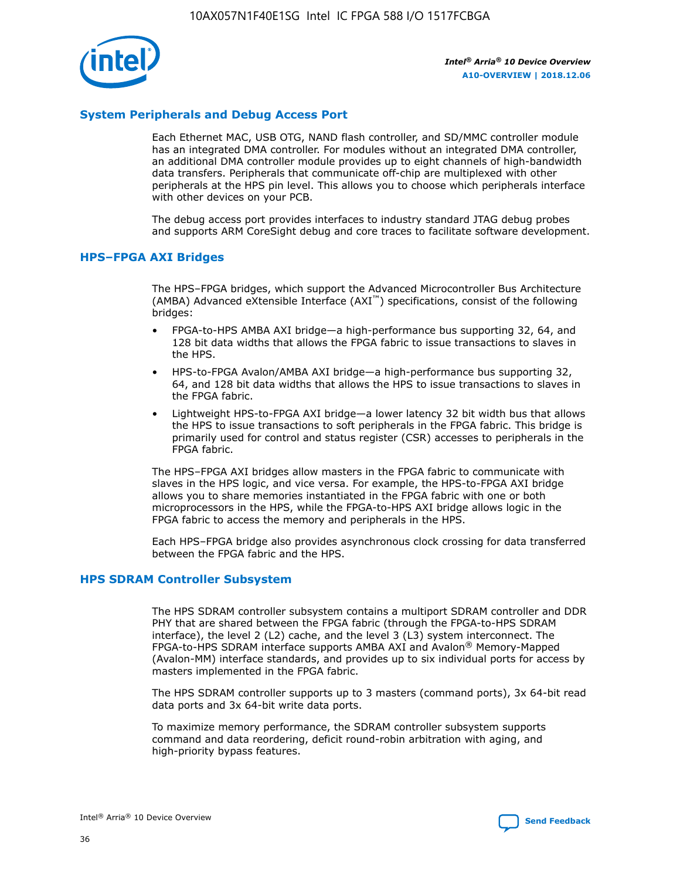## System Peripherals and Debug Access Port

Each Ethernet MAC, USB OTG, NAND flash controller, and SD/MMC controller module has an integrated DMA controller. For modules without an integrated DMA controller, an additional DMA controller module provides up to eight channels of high-bandwidth data transfers. Peripherals that communicate off-chip are multiplexed with other peripherals at the HPS pin level. This allows you to choose which peripherals interface with other devices on your PCB.

The debug access port provides interfaces to industry standard JTAG debug probes and supports ARM CoreSight debug and core traces to facilitate software development.

## HPS–FPGA AXI Bridges

The HPS–FPGA bridges, which support the Advanced Microcontroller Bus Architecture (AMBA) Advanced eXtensible Interface (AXI™) specifications, consist of the following bridges:

- FPGA-to-HPS AMBA AXI bridge—a high-performance bus supporting 32, 64, and 128 bit data widths that allows the FPGA fabric to issue transactions to slaves in the HPS.
- HPS-to-FPGA Avalon/AMBA AXI bridge—a high-performance bus supporting 32, 64, and 128 bit data widths that allows the HPS to issue transactions to slaves in the FPGA fabric.
- Lightweight HPS-to-FPGA AXI bridge—a lower latency 32 bit width bus that allows the HPS to issue transactions to soft peripherals in the FPGA fabric. This bridge is primarily used for control and status register (CSR) accesses to peripherals in the FPGA fabric.

The HPS–FPGA AXI bridges allow masters in the FPGA fabric to communicate with slaves in the HPS logic, and vice versa. For example, the HPS-to-FPGA AXI bridge allows you to share memories instantiated in the FPGA fabric with one or both microprocessors in the HPS, while the FPGA-to-HPS AXI bridge allows logic in the FPGA fabric to access the memory and peripherals in the HPS.

Each HPS–FPGA bridge also provides asynchronous clock crossing for data transferred between the FPGA fabric and the HPS.

## HPS SDRAM Controller Subsystem

The HPS SDRAM controller subsystem contains a multiport SDRAM controller and DDR PHY that are shared between the FPGA fabric (through the FPGA-to-HPS SDRAM interface), the level 2 (L2) cache, and the level 3 (L3) system interconnect. The FPGA-to-HPS SDRAM interface supports AMBA AXI and Avalon® Memory-Mapped (Avalon-MM) interface standards, and provides up to six individual ports for access by masters implemented in the FPGA fabric.

The HPS SDRAM controller supports up to 3 masters (command ports), 3x 64-bit read data ports and 3x 64-bit write data ports.

To maximize memory performance, the SDRAM controller subsystem supports command and data reordering, deficit round-robin arbitration with aging, and high-priority bypass features.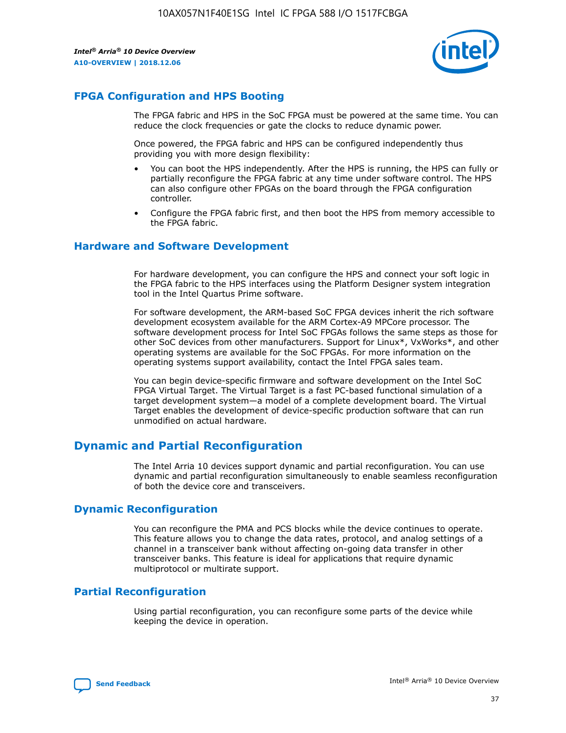## FPGA Configuration and HPS Booting

The FPGA fabric and HPS in the SoC FPGA must be powered at the same time. You can reduce the clock frequencies or gate the clocks to reduce dynamic power.

Once powered, the FPGA fabric and HPS can be configured independently thus providing you with more design flexibility:

- You can boot the HPS independently. After the HPS is running, the HPS can fully or partially reconfigure the FPGA fabric at any time under software control. The HPS can also configure other FPGAs on the board through the FPGA configuration controller.
- Configure the FPGA fabric first, and then boot the HPS from memory accessible to the FPGA fabric.

## Hardware and Software Development

For hardware development, you can configure the HPS and connect your soft logic in the FPGA fabric to the HPS interfaces using the Platform Designer system integration tool in the Intel Quartus Prime software.

For software development, the ARM-based SoC FPGA devices inherit the rich software development ecosystem available for the ARM Cortex-A9 MPCore processor. The software development process for Intel SoC FPGAs follows the same steps as those for other SoC devices from other manufacturers. Support for Linux*, VxWorks*, and other operating systems are available for the SoC FPGAs. For more information on the operating systems support availability, contact the Intel FPGA sales team.

You can begin device-specific firmware and software development on the Intel SoC FPGA Virtual Target. The Virtual Target is a fast PC-based functional simulation of a target development system—a model of a complete development board. The Virtual Target enables the development of device-specific production software that can run unmodified on actual hardware.

# Dynamic and Partial Reconfiguration

The Intel Arria 10 devices support dynamic and partial reconfiguration. You can use dynamic and partial reconfiguration simultaneously to enable seamless reconfiguration of both the device core and transceivers.

## Dynamic Reconfiguration

You can reconfigure the PMA and PCS blocks while the device continues to operate. This feature allows you to change the data rates, protocol, and analog settings of a channel in a transceiver bank without affecting on-going data transfer in other transceiver banks. This feature is ideal for applications that require dynamic multiprotocol or multirate support.

## Partial Reconfiguration

Using partial reconfiguration, you can reconfigure some parts of the device while keeping the device in operation.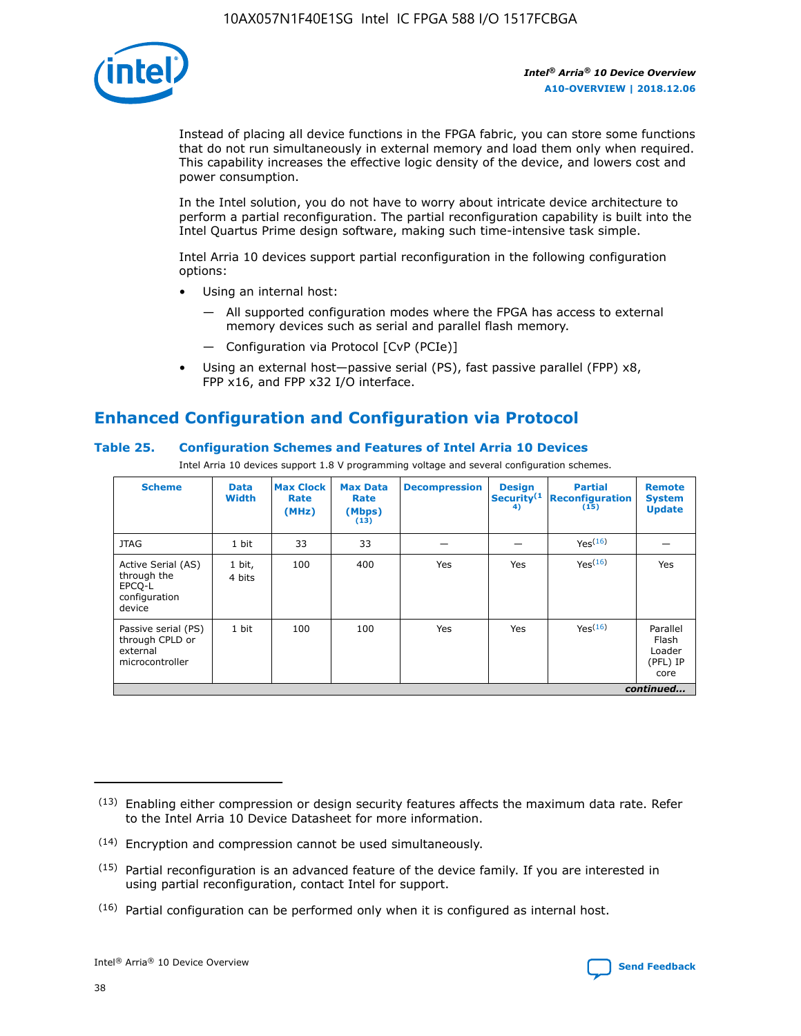Instead of placing all device functions in the FPGA fabric, you can store some functions that do not run simultaneously in external memory and load them only when required. This capability increases the effective logic density of the device, and lowers cost and power consumption.

In the Intel solution, you do not have to worry about intricate device architecture to perform a partial reconfiguration. The partial reconfiguration capability is built into the Intel Quartus Prime design software, making such time-intensive task simple.

Intel Arria 10 devices support partial reconfiguration in the following configuration options:

- Using an internal host:
  - All supported configuration modes where the FPGA has access to external memory devices such as serial and parallel flash memory.
  - Configuration via Protocol [CvP (PCIe)]
- Using an external host—passive serial (PS), fast passive parallel (FPP) x8, FPP x16, and FPP x32 I/O interface.

## Enhanced Configuration and Configuration via Protocol

### Table 25. Configuration Schemes and Features of Intel Arria 10 Devices

Intel Arria 10 devices support 1.8 V programming voltage and several configuration schemes.

| Scheme | Data Width | Max Clock Rate (MHz) | Max Data Rate (Mbps) (13) | Decompression | Design Security (14) | Partial Reconfiguration (15) | Remote System Update |
|---|---|---|---|---|---|---|---|
| JTAG | 1 bit | 33 | 33 | — | — | Yes (16) | — |
| Active Serial (AS) through the EPCQ-L configuration device | 1 bit, 4 bits | 100 | 400 | Yes | Yes | Yes (16) | Yes |
| Passive serial (PS) through CPLD or external microcontroller | 1 bit | 100 | 100 | Yes | Yes | Yes (16) | Parallel Flash Loader (PFL) IP core |

*continued...*

(13) Enabling either compression or design security features affects the maximum data rate. Refer to the Intel Arria 10 Device Datasheet for more information.

(14) Encryption and compression cannot be used simultaneously.

(15) Partial reconfiguration is an advanced feature of the device family. If you are interested in using partial reconfiguration, contact Intel for support.

(16) Partial configuration can be performed only when it is configured as internal host.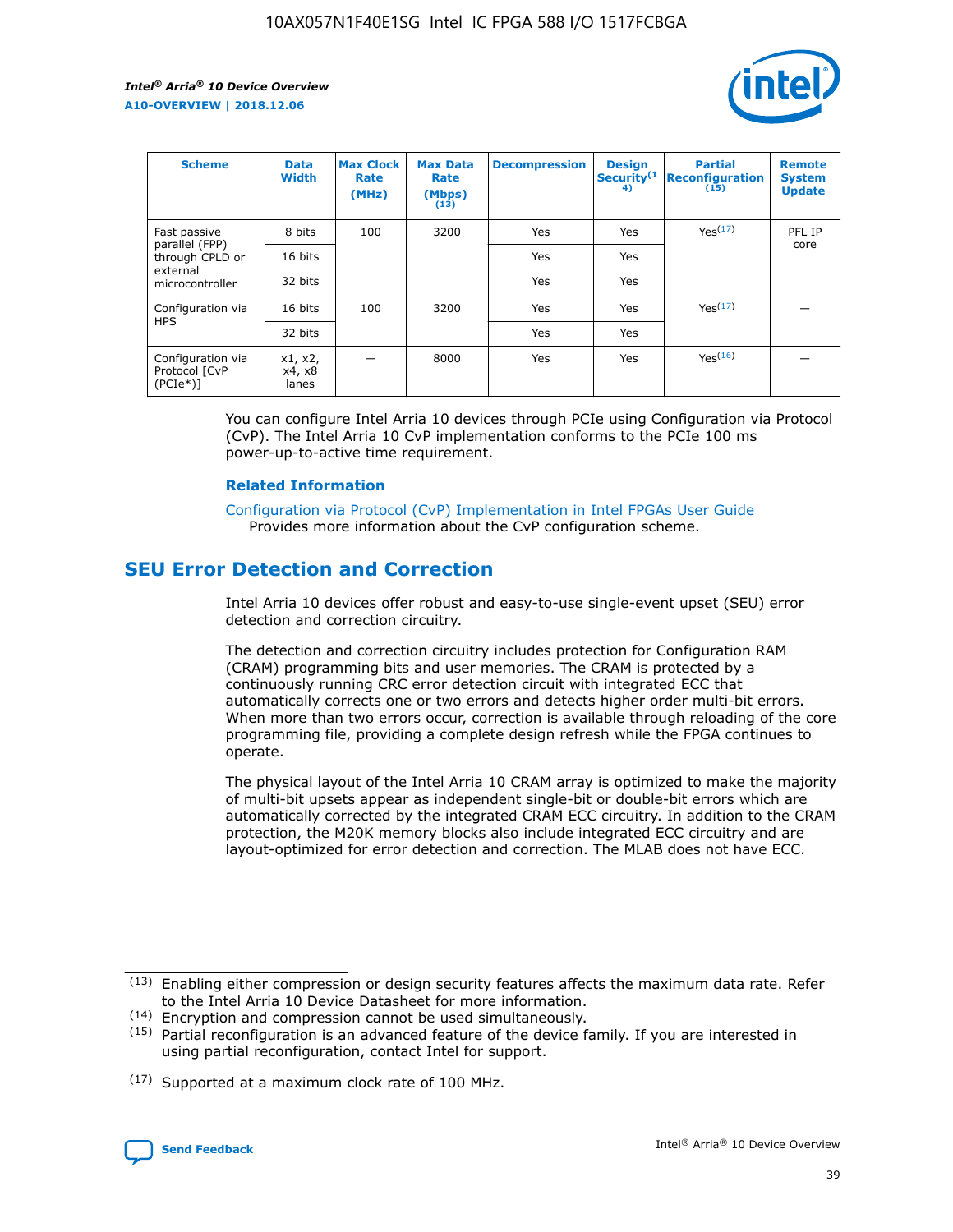| Scheme | Data Width | Max Clock Rate (MHz) | Max Data Rate (Mbps) (13) | Decompression | Design Security(14) | Partial Reconfiguration (15) | Remote System Update |
|---|---|---|---|---|---|---|---|
| Fast passive parallel (FPP) through CPLD or external microcontroller | 8 bits | 100 | 3200 | Yes | Yes | Yes(17) | PFL IP core |
| | 16 bits | | | Yes | Yes | | |
| | 32 bits | | | Yes | Yes | | |
| Configuration via HPS | 16 bits | 100 | 3200 | Yes | Yes | Yes(17) | — |
| | 32 bits | | | Yes | Yes | | |
| Configuration via Protocol [CvP (PCIe*)] | x1, x2, x4, x8 lanes | — | 8000 | Yes | Yes | Yes(16) | — |

You can configure Intel Arria 10 devices through PCIe using Configuration via Protocol (CvP). The Intel Arria 10 CvP implementation conforms to the PCIe 100 ms power-up-to-active time requirement.

### Related Information

Configuration via Protocol (CvP) Implementation in Intel FPGAs User Guide
Provides more information about the CvP configuration scheme.

## SEU Error Detection and Correction

Intel Arria 10 devices offer robust and easy-to-use single-event upset (SEU) error detection and correction circuitry.

The detection and correction circuitry includes protection for Configuration RAM (CRAM) programming bits and user memories. The CRAM is protected by a continuously running CRC error detection circuit with integrated ECC that automatically corrects one or two errors and detects higher order multi-bit errors. When more than two errors occur, correction is available through reloading of the core programming file, providing a complete design refresh while the FPGA continues to operate.

The physical layout of the Intel Arria 10 CRAM array is optimized to make the majority of multi-bit upsets appear as independent single-bit or double-bit errors which are automatically corrected by the integrated CRAM ECC circuitry. In addition to the CRAM protection, the M20K memory blocks also include integrated ECC circuitry and are layout-optimized for error detection and correction. The MLAB does not have ECC.

(13) Enabling either compression or design security features affects the maximum data rate. Refer to the Intel Arria 10 Device Datasheet for more information.

(14) Encryption and compression cannot be used simultaneously.

(15) Partial reconfiguration is an advanced feature of the device family. If you are interested in using partial reconfiguration, contact Intel for support.

(17) Supported at a maximum clock rate of 100 MHz.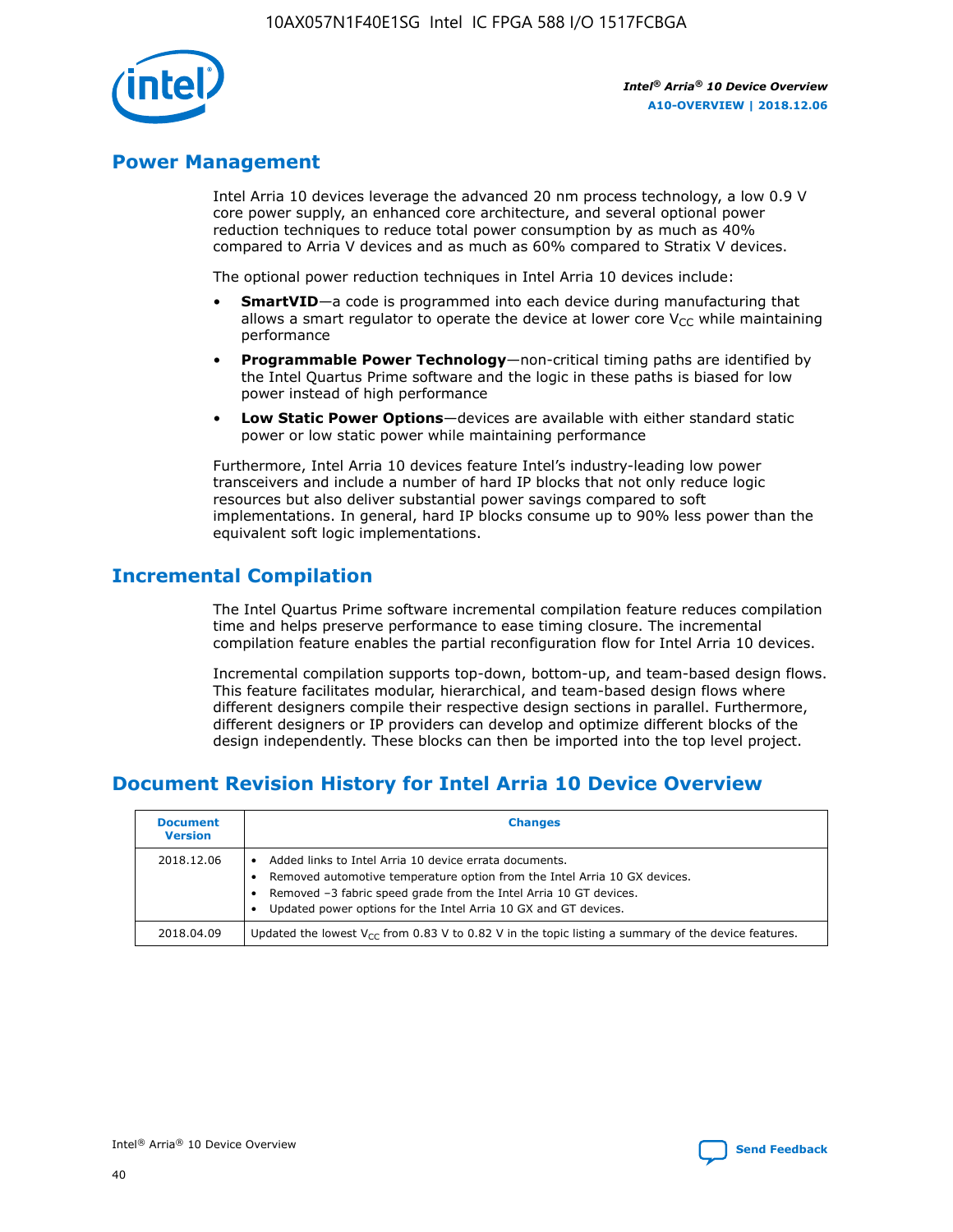## Power Management

Intel Arria 10 devices leverage the advanced 20 nm process technology, a low 0.9 V core power supply, an enhanced core architecture, and several optional power reduction techniques to reduce total power consumption by as much as 40% compared to Arria V devices and as much as 60% compared to Stratix V devices.

The optional power reduction techniques in Intel Arria 10 devices include:

- **SmartVID**—a code is programmed into each device during manufacturing that allows a smart regulator to operate the device at lower core $V_{CC}$ while maintaining performance
- **Programmable Power Technology**—non-critical timing paths are identified by the Intel Quartus Prime software and the logic in these paths is biased for low power instead of high performance
- **Low Static Power Options**—devices are available with either standard static power or low static power while maintaining performance

Furthermore, Intel Arria 10 devices feature Intel's industry-leading low power transceivers and include a number of hard IP blocks that not only reduce logic resources but also deliver substantial power savings compared to soft implementations. In general, hard IP blocks consume up to 90% less power than the equivalent soft logic implementations.

## Incremental Compilation

The Intel Quartus Prime software incremental compilation feature reduces compilation time and helps preserve performance to ease timing closure. The incremental compilation feature enables the partial reconfiguration flow for Intel Arria 10 devices.

Incremental compilation supports top-down, bottom-up, and team-based design flows. This feature facilitates modular, hierarchical, and team-based design flows where different designers compile their respective design sections in parallel. Furthermore, different designers or IP providers can develop and optimize different blocks of the design independently. These blocks can then be imported into the top level project.

## Document Revision History for Intel Arria 10 Device Overview

| Document Version | Changes |
|---|---|
| 2018.12.06 | • Added links to Intel Arria 10 device errata documents.<br>• Removed automotive temperature option from the Intel Arria 10 GX devices.<br>• Removed –3 fabric speed grade from the Intel Arria 10 GT devices.<br>• Updated power options for the Intel Arria 10 GX and GT devices. |
| 2018.04.09 | Updated the lowest $V_{CC}$ from 0.83 V to 0.82 V in the topic listing a summary of the device features. |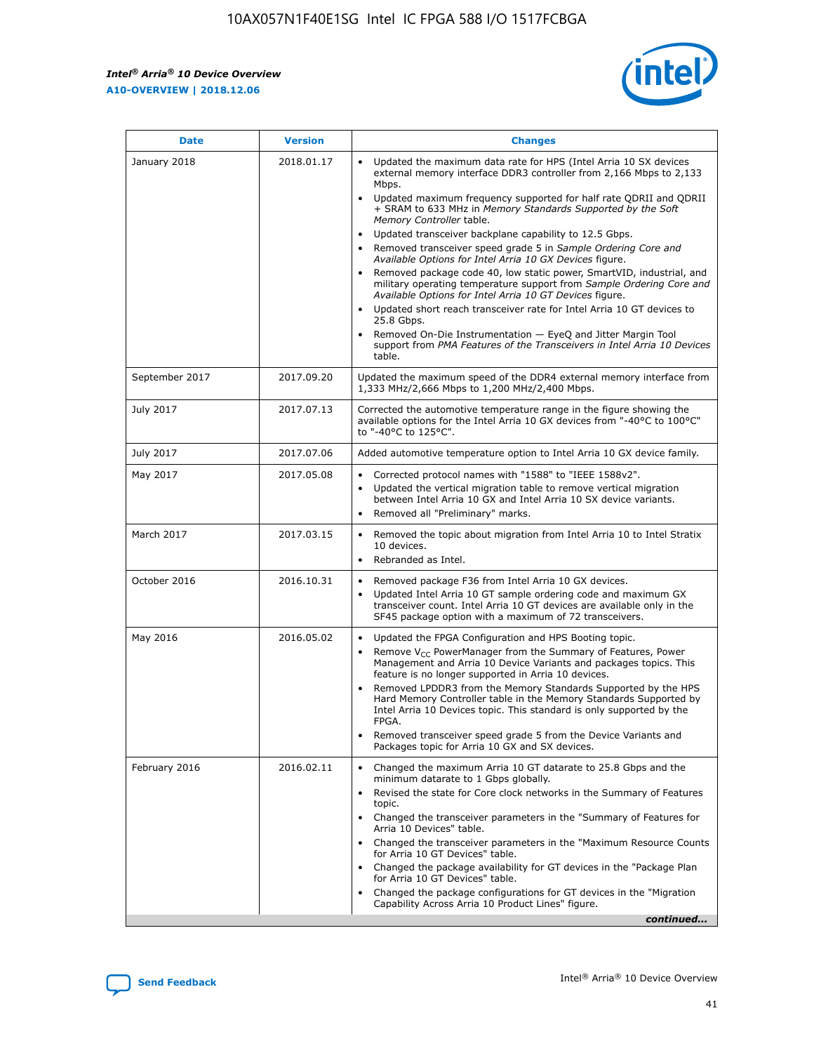| Date | Version | Changes |
| --- | --- | --- |
| January 2018 | 2018.01.17 | • Updated the maximum data rate for HPS (Intel Arria 10 SX devices external memory interface DDR3 controller from 2,166 Mbps to 2,133 Mbps.<br>• Updated maximum frequency supported for half rate QDRII and QDRII + SRAM to 633 MHz in *Memory Standards Supported by the Soft Memory Controller* table.<br>• Updated transceiver backplane capability to 12.5 Gbps.<br>• Removed transceiver speed grade 5 in *Sample Ordering Core and Available Options for Intel Arria 10 GX Devices* figure.<br>• Removed package code 40, low static power, SmartVID, industrial, and military operating temperature support from *Sample Ordering Core and Available Options for Intel Arria 10 GT Devices* figure.<br>• Updated short reach transceiver rate for Intel Arria 10 GT devices to 25.8 Gbps.<br>• Removed On-Die Instrumentation — EyeQ and Jitter Margin Tool support from *PMA Features of the Transceivers in Intel Arria 10 Devices* table. |
| September 2017 | 2017.09.20 | Updated the maximum speed of the DDR4 external memory interface from 1,333 MHz/2,666 Mbps to 1,200 MHz/2,400 Mbps. |
| July 2017 | 2017.07.13 | Corrected the automotive temperature range in the figure showing the available options for the Intel Arria 10 GX devices from "-40°C to 100°C" to "-40°C to 125°C". |
| July 2017 | 2017.07.06 | Added automotive temperature option to Intel Arria 10 GX device family. |
| May 2017 | 2017.05.08 | • Corrected protocol names with "1588" to "IEEE 1588v2".<br>• Updated the vertical migration table to remove vertical migration between Intel Arria 10 GX and Intel Arria 10 SX device variants.<br>• Removed all "Preliminary" marks. |
| March 2017 | 2017.03.15 | • Removed the topic about migration from Intel Arria 10 to Intel Stratix 10 devices.<br>• Rebranded as Intel. |
| October 2016 | 2016.10.31 | • Removed package F36 from Intel Arria 10 GX devices.<br>• Updated Intel Arria 10 GT sample ordering code and maximum GX transceiver count. Intel Arria 10 GT devices are available only in the SF45 package option with a maximum of 72 transceivers. |
| May 2016 | 2016.05.02 | • Updated the FPGA Configuration and HPS Booting topic.<br>• Remove $V_{CC}$ PowerManager from the Summary of Features, Power Management and Arria 10 Device Variants and packages topics. This feature is no longer supported in Arria 10 devices.<br>• Removed LPDDR3 from the Memory Standards Supported by the HPS Hard Memory Controller table in the Memory Standards Supported by Intel Arria 10 Devices topic. This standard is only supported by the FPGA.<br>• Removed transceiver speed grade 5 from the Device Variants and Packages topic for Arria 10 GX and SX devices. |
| February 2016 | 2016.02.11 | • Changed the maximum Arria 10 GT datarate to 25.8 Gbps and the minimum datarate to 1 Gbps globally.<br>• Revised the state for Core clock networks in the Summary of Features topic.<br>• Changed the transceiver parameters in the "Summary of Features for Arria 10 Devices" table.<br>• Changed the transceiver parameters in the "Maximum Resource Counts for Arria 10 GT Devices" table.<br>• Changed the package availability for GT devices in the "Package Plan for Arria 10 GT Devices" table.<br>• Changed the package configurations for GT devices in the "Migration Capability Across Arria 10 Product Lines" figure. |

*continued...*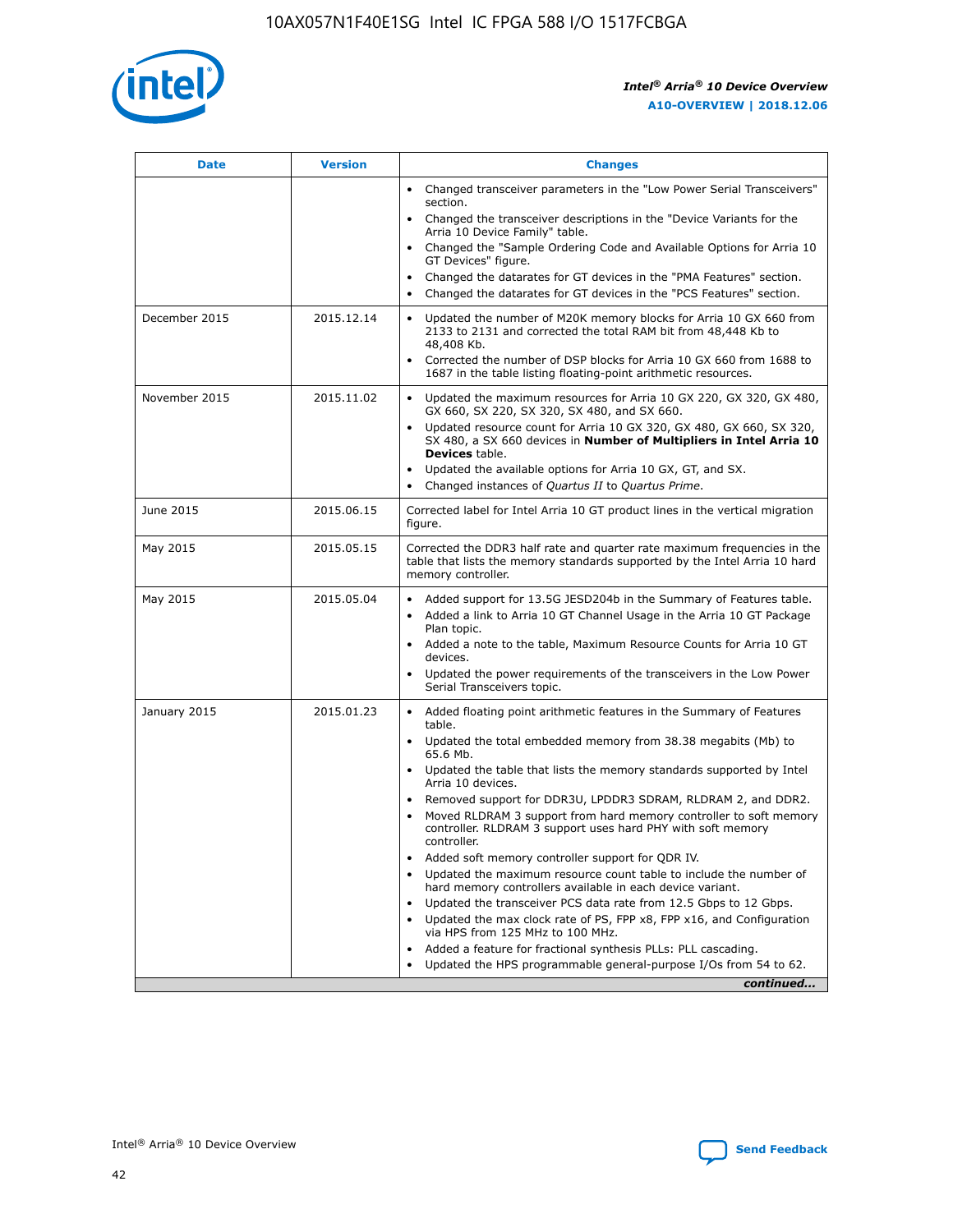| Date | Version | Changes |
| --- | --- | --- |
| | | • Changed transceiver parameters in the "Low Power Serial Transceivers" section.<br>• Changed the transceiver descriptions in the "Device Variants for the Arria 10 Device Family" table.<br>• Changed the "Sample Ordering Code and Available Options for Arria 10 GT Devices" figure.<br>• Changed the datarates for GT devices in the "PMA Features" section.<br>• Changed the datarates for GT devices in the "PCS Features" section. |
| December 2015 | 2015.12.14 | • Updated the number of M20K memory blocks for Arria 10 GX 660 from 2133 to 2131 and corrected the total RAM bit from 48,448 Kb to 48,408 Kb.<br>• Corrected the number of DSP blocks for Arria 10 GX 660 from 1688 to 1687 in the table listing floating-point arithmetic resources. |
| November 2015 | 2015.11.02 | • Updated the maximum resources for Arria 10 GX 220, GX 320, GX 480, GX 660, SX 220, SX 320, SX 480, and SX 660.<br>• Updated resource count for Arria 10 GX 320, GX 480, GX 660, SX 320, SX 480, a SX 660 devices in **Number of Multipliers in Intel Arria 10 Devices** table.<br>• Updated the available options for Arria 10 GX, GT, and SX.<br>• Changed instances of *Quartus II* to *Quartus Prime*. |
| June 2015 | 2015.06.15 | Corrected label for Intel Arria 10 GT product lines in the vertical migration figure. |
| May 2015 | 2015.05.15 | Corrected the DDR3 half rate and quarter rate maximum frequencies in the table that lists the memory standards supported by the Intel Arria 10 hard memory controller. |
| May 2015 | 2015.05.04 | • Added support for 13.5G JESD204b in the Summary of Features table.<br>• Added a link to Arria 10 GT Channel Usage in the Arria 10 GT Package Plan topic.<br>• Added a note to the table, Maximum Resource Counts for Arria 10 GT devices.<br>• Updated the power requirements of the transceivers in the Low Power Serial Transceivers topic. |
| January 2015 | 2015.01.23 | • Added floating point arithmetic features in the Summary of Features table.<br>• Updated the total embedded memory from 38.38 megabits (Mb) to 65.6 Mb.<br>• Updated the table that lists the memory standards supported by Intel Arria 10 devices.<br>• Removed support for DDR3U, LPDDR3 SDRAM, RLDRAM 2, and DDR2.<br>• Moved RLDRAM 3 support from hard memory controller to soft memory controller. RLDRAM 3 support uses hard PHY with soft memory controller.<br>• Added soft memory controller support for QDR IV.<br>• Updated the maximum resource count table to include the number of hard memory controllers available in each device variant.<br>• Updated the transceiver PCS data rate from 12.5 Gbps to 12 Gbps.<br>• Updated the max clock rate of PS, FPP x8, FPP x16, and Configuration via HPS from 125 MHz to 100 MHz.<br>• Added a feature for fractional synthesis PLLs: PLL cascading.<br>• Updated the HPS programmable general-purpose I/Os from 54 to 62. |

*continued...*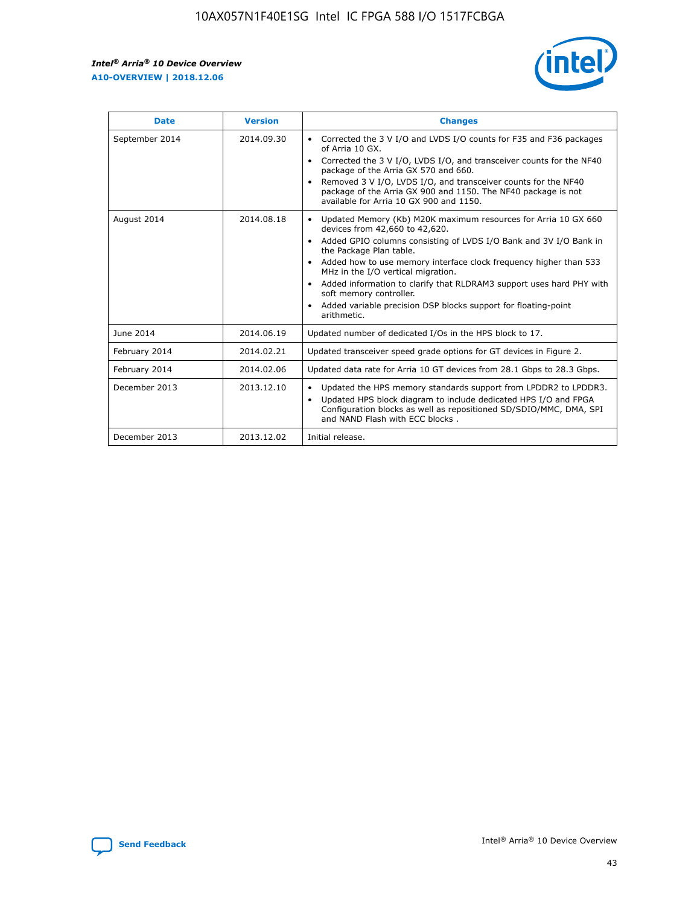| Date | Version | Changes |
|---|---|---|
| September 2014 | 2014.09.30 | • Corrected the 3 V I/O and LVDS I/O counts for F35 and F36 packages of Arria 10 GX.<br>• Corrected the 3 V I/O, LVDS I/O, and transceiver counts for the NF40 package of the Arria GX 570 and 660.<br>• Removed 3 V I/O, LVDS I/O, and transceiver counts for the NF40 package of the Arria GX 900 and 1150. The NF40 package is not available for Arria 10 GX 900 and 1150. |
| August 2014 | 2014.08.18 | • Updated Memory (Kb) M20K maximum resources for Arria 10 GX 660 devices from 42,660 to 42,620.<br>• Added GPIO columns consisting of LVDS I/O Bank and 3V I/O Bank in the Package Plan table.<br>• Added how to use memory interface clock frequency higher than 533 MHz in the I/O vertical migration.<br>• Added information to clarify that RLDRAM3 support uses hard PHY with soft memory controller.<br>• Added variable precision DSP blocks support for floating-point arithmetic. |
| June 2014 | 2014.06.19 | Updated number of dedicated I/Os in the HPS block to 17. |
| February 2014 | 2014.02.21 | Updated transceiver speed grade options for GT devices in Figure 2. |
| February 2014 | 2014.02.06 | Updated data rate for Arria 10 GT devices from 28.1 Gbps to 28.3 Gbps. |
| December 2013 | 2013.12.10 | • Updated the HPS memory standards support from LPDDR2 to LPDDR3.<br>• Updated HPS block diagram to include dedicated HPS I/O and FPGA Configuration blocks as well as repositioned SD/SDIO/MMC, DMA, SPI and NAND Flash with ECC blocks . |
| December 2013 | 2013.12.02 | Initial release. |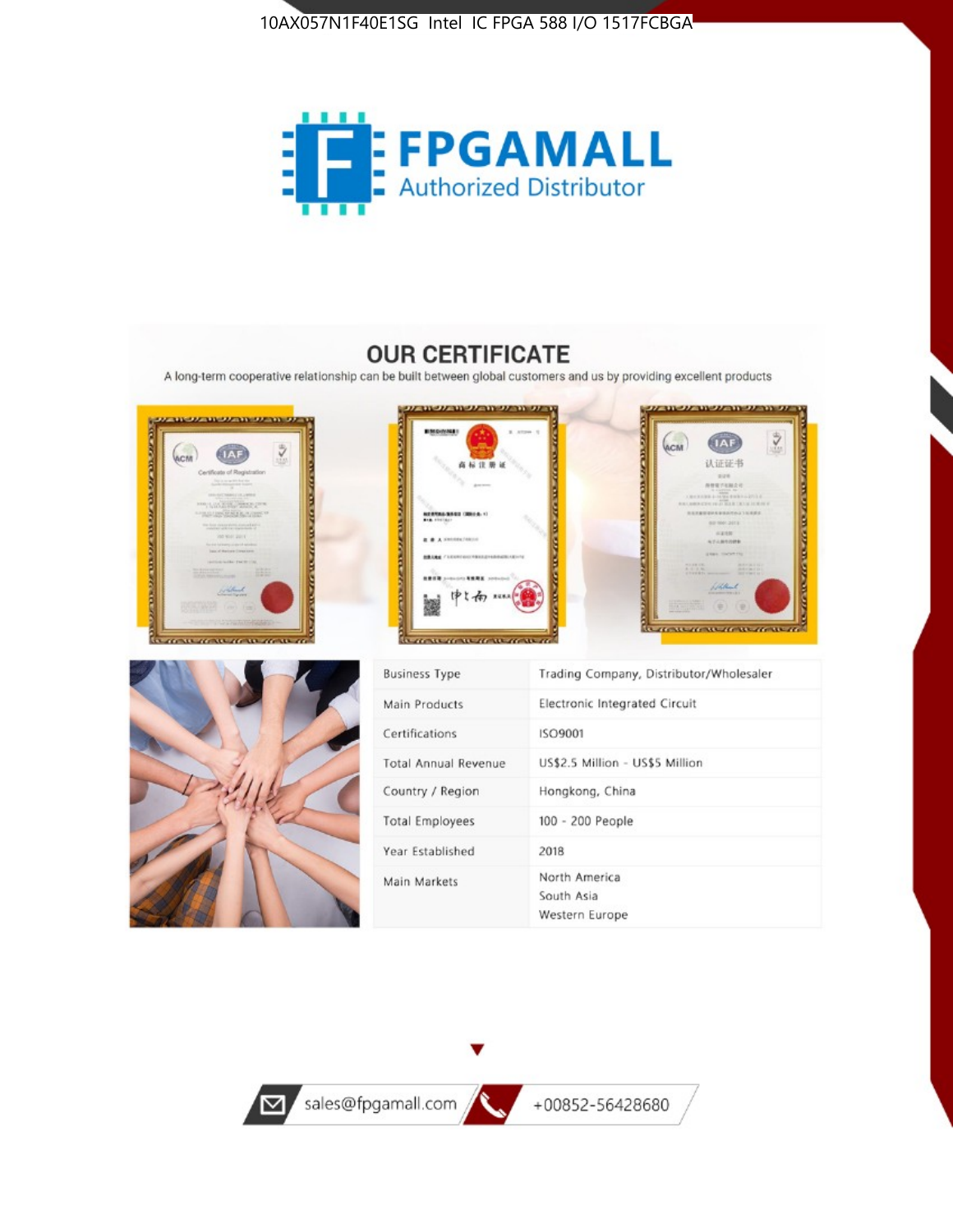FPGAMALL
Authorized Distributor

## OUR CERTIFICATE

A long-term cooperative relationship can be built between global customers and us by providing excellent products

| | |
|---|---|
| Business Type | Trading Company, Distributor/Wholesaler |
| Main Products | Electronic Integrated Circuit |
| Certifications | ISO9001 |
| Total Annual Revenue | US$2.5 Million - US$5 Million |
| Country / Region | Hongkong, China |
| Total Employees | 100 - 200 People |
| Year Established | 2018 |
| Main Markets | North America<br>South Asia<br>Western Europe |

sales@fpgamall.com +00852-56428680